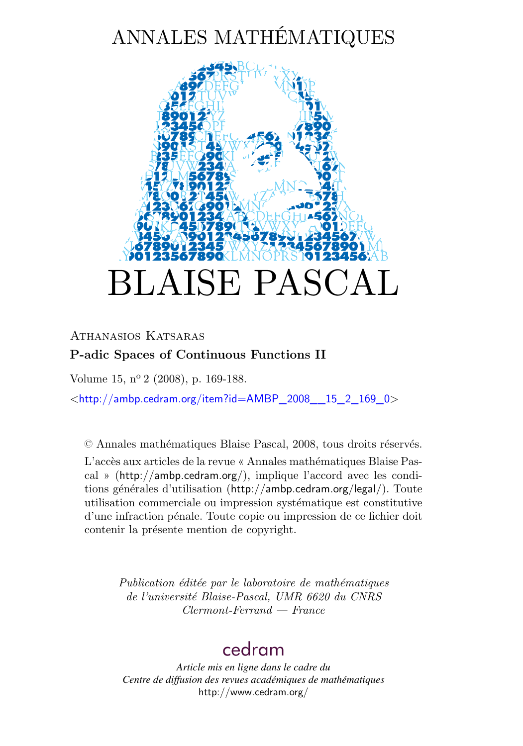# ANNALES MATHÉMATIQUES

# BLAISE PASCAL

Athanasios Katsaras

**P-adic Spaces of Continuous Functions II**

Volume 15, n° 2 (2008), p. 169-188.

<http://ambp.cedram.org/item?id=AMBP_2008__15_2_169_0>

© Annales mathématiques Blaise Pascal, 2008, tous droits réservés.

L'accès aux articles de la revue « Annales mathématiques Blaise Pascal » (http://ambp.cedram.org/), implique l'accord avec les conditions générales d'utilisation (http://ambp.cedram.org/legal/). Toute utilisation commerciale ou impression systématique est constitutive d'une infraction pénale. Toute copie ou impression de ce fichier doit contenir la présente mention de copyright.

*Publication éditée par le laboratoire de mathématiques de l'université Blaise-Pascal, UMR 6620 du CNRS Clermont-Ferrand — France*

cedram

*Article mis en ligne dans le cadre du Centre de diffusion des revues académiques de mathématiques*
http://www.cedram.org/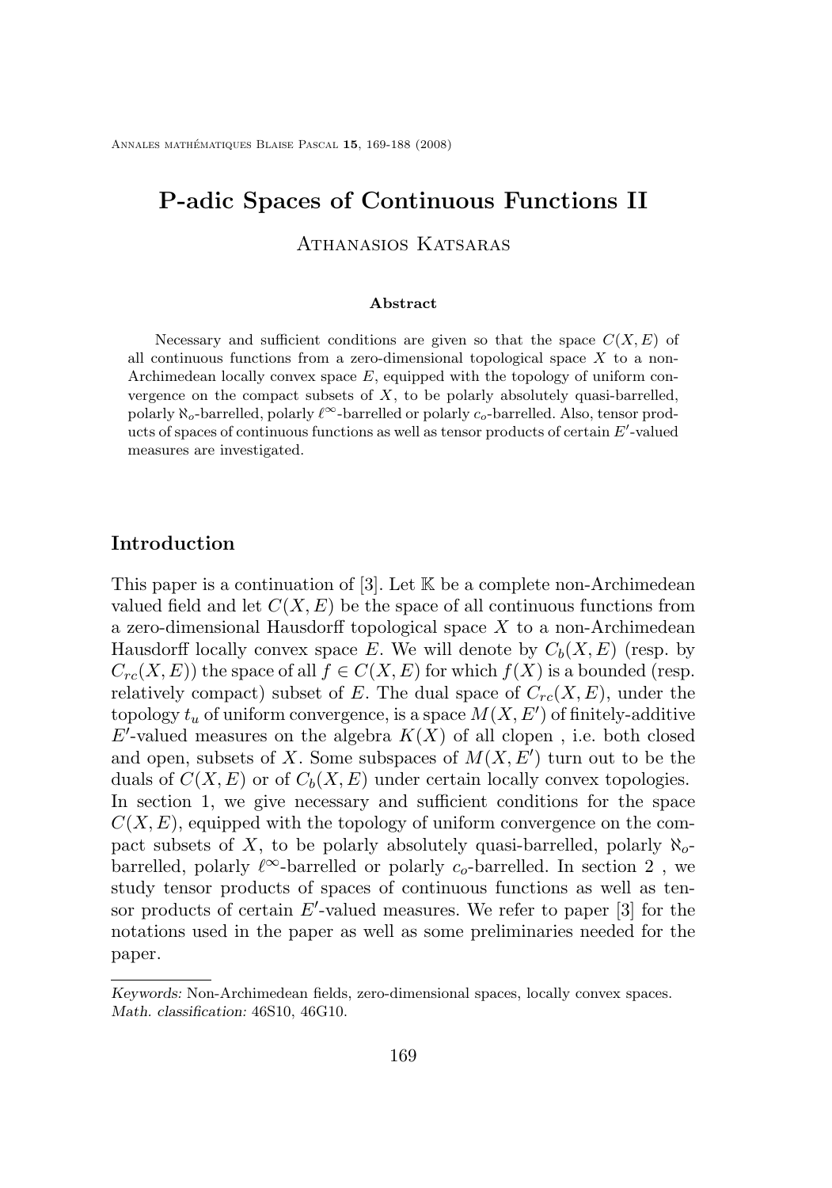# P-adic Spaces of Continuous Functions II

Athanasios Katsaras

**Abstract**

Necessary and sufficient conditions are given so that the space $C(X, E)$ of all continuous functions from a zero-dimensional topological space $X$ to a non-Archimedean locally convex space $E$, equipped with the topology of uniform convergence on the compact subsets of $X$, to be polarly absolutely quasi-barrelled, polarly $\aleph_o$-barrelled, polarly $\ell^\infty$-barrelled or polarly $c_o$-barrelled. Also, tensor products of spaces of continuous functions as well as tensor products of certain $E'$-valued measures are investigated.

## Introduction

This paper is a continuation of [3]. Let $\mathbb{K}$ be a complete non-Archimedean valued field and let $C(X, E)$ be the space of all continuous functions from a zero-dimensional Hausdorff topological space $X$ to a non-Archimedean Hausdorff locally convex space $E$. We will denote by $C_b(X, E)$ (resp. by $C_{rc}(X, E)$) the space of all $f \in C(X, E)$ for which $f(X)$ is a bounded (resp. relatively compact) subset of $E$. The dual space of $C_{rc}(X, E)$, under the topology $t_u$ of uniform convergence, is a space $M(X, E')$ of finitely-additive $E'$-valued measures on the algebra $K(X)$ of all clopen , i.e. both closed and open, subsets of $X$. Some subspaces of $M(X, E')$ turn out to be the duals of $C(X, E)$ or of $C_b(X, E)$ under certain locally convex topologies. In section 1, we give necessary and sufficient conditions for the space $C(X, E)$, equipped with the topology of uniform convergence on the compact subsets of $X$, to be polarly absolutely quasi-barrelled, polarly $\aleph_o$-barrelled, polarly $\ell^\infty$-barrelled or polarly $c_o$-barrelled. In section 2 , we study tensor products of spaces of continuous functions as well as tensor products of certain $E'$-valued measures. We refer to paper [3] for the notations used in the paper as well as some preliminaries needed for the paper.

*Keywords:* Non-Archimedean fields, zero-dimensional spaces, locally convex spaces.
*Math. classification:* 46S10, 46G10.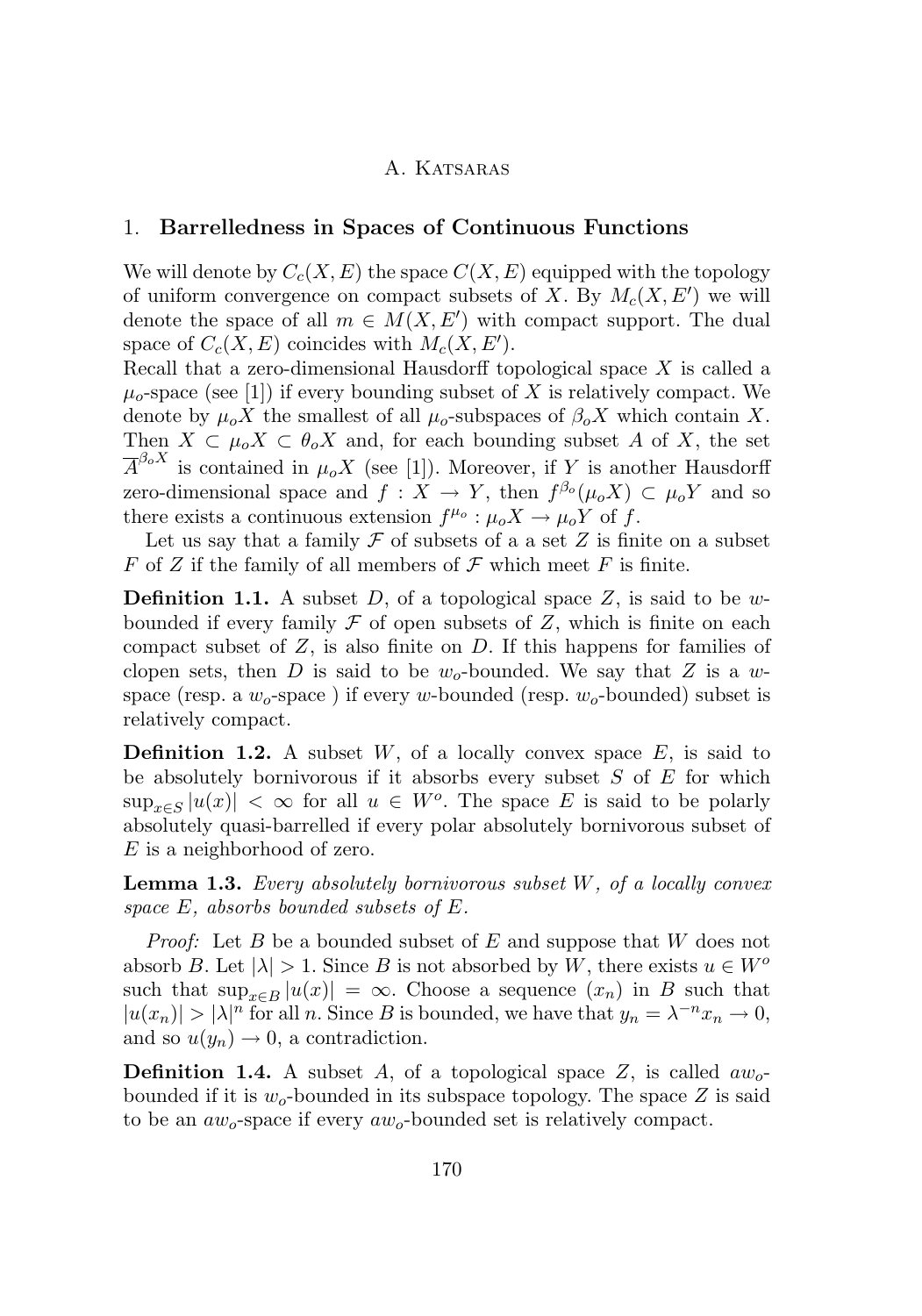## 1. **Barrelledness in Spaces of Continuous Functions**

We will denote by $C_c(X,E)$ the space $C(X,E)$ equipped with the topology of uniform convergence on compact subsets of $X$. By $M_c(X,E')$ we will denote the space of all $m \in M(X,E')$ with compact support. The dual space of $C_c(X,E)$ coincides with $M_c(X,E')$.
Recall that a zero-dimensional Hausdorff topological space $X$ is called a $\mu_o$-space (see [1]) if every bounding subset of $X$ is relatively compact. We denote by $\mu_o X$ the smallest of all $\mu_o$-subspaces of $\beta_o X$ which contain $X$. Then $X \subset \mu_o X \subset \theta_o X$ and, for each bounding subset $A$ of $X$, the set $\overline{A}^{\beta_o X}$ is contained in $\mu_o X$ (see [1]). Moreover, if $Y$ is another Hausdorff zero-dimensional space and $f : X \to Y$, then $f^{\beta_o}(\mu_o X) \subset \mu_o Y$ and so there exists a continuous extension $f^{\mu_o} : \mu_o X \to \mu_o Y$ of $f$.

Let us say that a family $\mathcal{F}$ of subsets of a a set $Z$ is finite on a subset $F$ of $Z$ if the family of all members of $\mathcal{F}$ which meet $F$ is finite.

**Definition 1.1.** A subset $D$, of a topological space $Z$, is said to be $w$-bounded if every family $\mathcal{F}$ of open subsets of $Z$, which is finite on each compact subset of $Z$, is also finite on $D$. If this happens for families of clopen sets, then $D$ is said to be $w_o$-bounded. We say that $Z$ is a $w$-space (resp. a $w_o$-space ) if every $w$-bounded (resp. $w_o$-bounded) subset is relatively compact.

**Definition 1.2.** A subset $W$, of a locally convex space $E$, is said to be absolutely bornivorous if it absorbs every subset $S$ of $E$ for which $\sup_{x\in S}|u(x)| < \infty$ for all $u \in W^o$. The space $E$ is said to be polarly absolutely quasi-barrelled if every polar absolutely bornivorous subset of $E$ is a neighborhood of zero.

**Lemma 1.3.** *Every absolutely bornivorous subset $W$, of a locally convex space $E$, absorbs bounded subsets of $E$.*

*Proof:* Let $B$ be a bounded subset of $E$ and suppose that $W$ does not absorb $B$. Let $|\lambda| > 1$. Since $B$ is not absorbed by $W$, there exists $u \in W^o$ such that $\sup_{x\in B}|u(x)| = \infty$. Choose a sequence $(x_n)$ in $B$ such that $|u(x_n)| > |\lambda|^n$ for all $n$. Since $B$ is bounded, we have that $y_n = \lambda^{-n}x_n \to 0$, and so $u(y_n) \to 0$, a contradiction.

**Definition 1.4.** A subset $A$, of a topological space $Z$, is called $aw_o$-bounded if it is $w_o$-bounded in its subspace topology. The space $Z$ is said to be an $aw_o$-space if every $aw_o$-bounded set is relatively compact.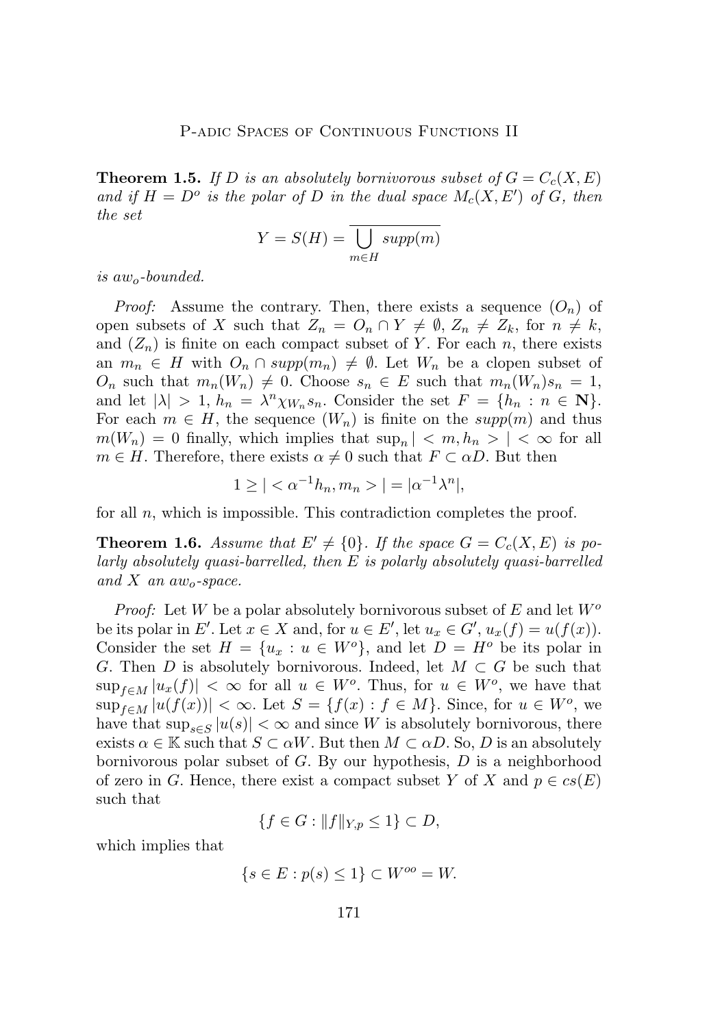**Theorem 1.5.** *If $D$ is an absolutely bornivorous subset of $G = C_c(X,E)$ and if $H = D^o$ is the polar of $D$ in the dual space $M_c(X,E')$ of $G$, then the set*

$$Y = S(H) = \overline{\bigcup_{m \in H} supp(m)}$$

*is $aw_o$-bounded.*

*Proof:* Assume the contrary. Then, there exists a sequence $(O_n)$ of open subsets of $X$ such that $Z_n = O_n \cap Y \neq \emptyset$, $Z_n \neq Z_k$, for $n \neq k$, and $(Z_n)$ is finite on each compact subset of $Y$. For each $n$, there exists an $m_n \in H$ with $O_n \cap supp(m_n) \neq \emptyset$. Let $W_n$ be a clopen subset of $O_n$ such that $m_n(W_n) \neq 0$. Choose $s_n \in E$ such that $m_n(W_n)s_n = 1$, and let $|\lambda| > 1$, $h_n = \lambda^n \chi_{W_n} s_n$. Consider the set $F = \{h_n : n \in \mathbf{N}\}$. For each $m \in H$, the sequence $(W_n)$ is finite on the $supp(m)$ and thus $m(W_n) = 0$ finally, which implies that $\sup_n |< m, h_n >| < \infty$ for all $m \in H$. Therefore, there exists $\alpha \neq 0$ such that $F \subset \alpha D$. But then

$$1 \geq |< \alpha^{-1} h_n, m_n >| = |\alpha^{-1} \lambda^n|,$$

for all $n$, which is impossible. This contradiction completes the proof.

**Theorem 1.6.** *Assume that $E' \neq \{0\}$. If the space $G = C_c(X,E)$ is polarly absolutely quasi-barrelled, then $E$ is polarly absolutely quasi-barrelled and $X$ an $aw_o$-space.*

*Proof:* Let $W$ be a polar absolutely bornivorous subset of $E$ and let $W^o$ be its polar in $E'$. Let $x \in X$ and, for $u \in E'$, let $u_x \in G'$, $u_x(f) = u(f(x))$. Consider the set $H = \{u_x : u \in W^o\}$, and let $D = H^o$ be its polar in $G$. Then $D$ is absolutely bornivorous. Indeed, let $M \subset G$ be such that $\sup_{f \in M} |u_x(f)| < \infty$ for all $u \in W^o$. Thus, for $u \in W^o$, we have that $\sup_{f \in M} |u(f(x))| < \infty$. Let $S = \{f(x) : f \in M\}$. Since, for $u \in W^o$, we have that $\sup_{s \in S} |u(s)| < \infty$ and since $W$ is absolutely bornivorous, there exists $\alpha \in \mathbb{K}$ such that $S \subset \alpha W$. But then $M \subset \alpha D$. So, $D$ is an absolutely bornivorous polar subset of $G$. By our hypothesis, $D$ is a neighborhood of zero in $G$. Hence, there exist a compact subset $Y$ of $X$ and $p \in cs(E)$ such that

$$\{f \in G : \|f\|_{Y,p} \leq 1\} \subset D,$$

which implies that

$$\{s \in E : p(s) \leq 1\} \subset W^{oo} = W.$$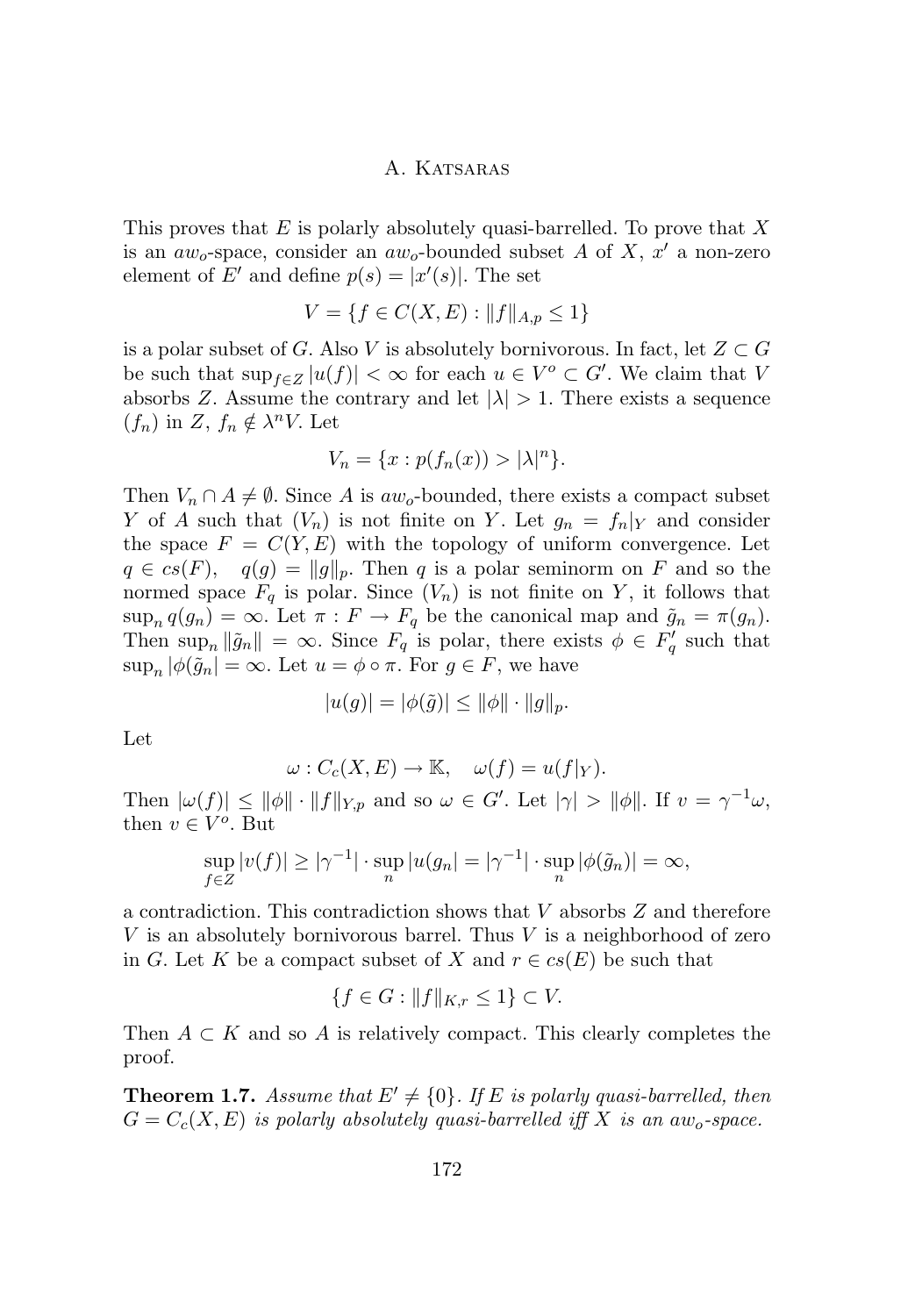This proves that $E$ is polarly absolutely quasi-barrelled. To prove that $X$ is an $aw_o$-space, consider an $aw_o$-bounded subset $A$ of $X$, $x'$ a non-zero element of $E'$ and define $p(s) = |x'(s)|$. The set

$$V = \{f \in C(X, E) : \|f\|_{A,p} \leq 1\}$$

is a polar subset of $G$. Also $V$ is absolutely bornivorous. In fact, let $Z \subset G$ be such that $\sup_{f \in Z} |u(f)| < \infty$ for each $u \in V^o \subset G'$. We claim that $V$ absorbs $Z$. Assume the contrary and let $|\lambda| > 1$. There exists a sequence $(f_n)$ in $Z$, $f_n \notin \lambda^n V$. Let

$$V_n = \{x : p(f_n(x)) > |\lambda|^n\}.$$

Then $V_n \cap A \neq \emptyset$. Since $A$ is $aw_o$-bounded, there exists a compact subset $Y$ of $A$ such that $(V_n)$ is not finite on $Y$. Let $g_n = f_n|_Y$ and consider the space $F = C(Y, E)$ with the topology of uniform convergence. Let $q \in cs(F)$, $\quad q(g) = \|g\|_p$. Then $q$ is a polar seminorm on $F$ and so the normed space $F_q$ is polar. Since $(V_n)$ is not finite on $Y$, it follows that $\sup_n q(g_n) = \infty$. Let $\pi : F \to F_q$ be the canonical map and $\tilde{g}_n = \pi(g_n)$. Then $\sup_n \|\tilde{g}_n\| = \infty$. Since $F_q$ is polar, there exists $\phi \in F_q'$ such that $\sup_n |\phi(\tilde{g}_n| = \infty$. Let $u = \phi \circ \pi$. For $g \in F$, we have

$$|u(g)| = |\phi(\tilde{g})| \leq \|\phi\| \cdot \|g\|_p.$$

Let

$$\omega : C_c(X, E) \to \mathbb{K}, \quad \omega(f) = u(f|_Y).$$

Then $|\omega(f)| \leq \|\phi\| \cdot \|f\|_{Y,p}$ and so $\omega \in G'$. Let $|\gamma| > \|\phi\|$. If $v = \gamma^{-1}\omega$, then $v \in V^o$. But

$$\sup_{f \in Z} |v(f)| \geq |\gamma^{-1}| \cdot \sup_n |u(g_n| = |\gamma^{-1}| \cdot \sup_n |\phi(\tilde{g}_n)| = \infty,$$

a contradiction. This contradiction shows that $V$ absorbs $Z$ and therefore $V$ is an absolutely bornivorous barrel. Thus $V$ is a neighborhood of zero in $G$. Let $K$ be a compact subset of $X$ and $r \in cs(E)$ be such that

$$\{f \in G : \|f\|_{K,r} \leq 1\} \subset V.$$

Then $A \subset K$ and so $A$ is relatively compact. This clearly completes the proof.

**Theorem 1.7.** *Assume that $E' \neq \{0\}$. If $E$ is polarly quasi-barrelled, then $G = C_c(X, E)$ is polarly absolutely quasi-barrelled iff $X$ is an $aw_o$-space.*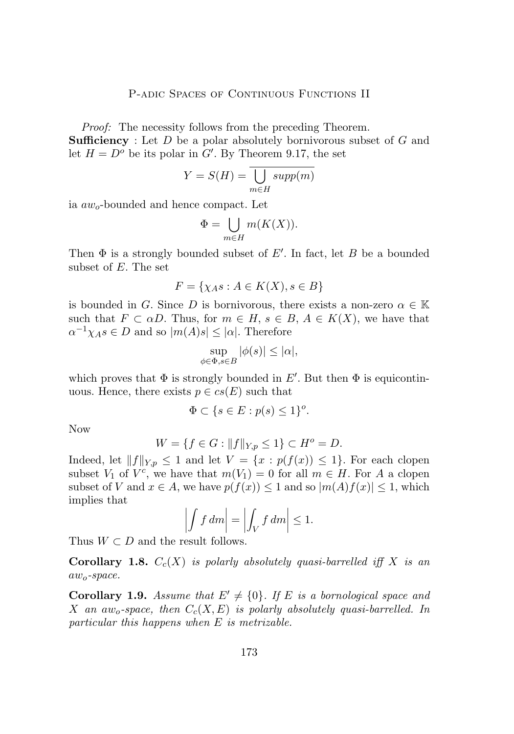*Proof:* The necessity follows from the preceding Theorem.

**Sufficiency** : Let $D$ be a polar absolutely bornivorous subset of $G$ and let $H = D^o$ be its polar in $G'$. By Theorem 9.17, the set

$$Y = S(H) = \overline{\bigcup_{m \in H} supp(m)}$$

ia $aw_o$-bounded and hence compact. Let

$$\Phi = \bigcup_{m \in H} m(K(X)).$$

Then $\Phi$ is a strongly bounded subset of $E'$. In fact, let $B$ be a bounded subset of $E$. The set

$$F = \{\chi_A s : A \in K(X), s \in B\}$$

is bounded in $G$. Since $D$ is bornivorous, there exists a non-zero $\alpha \in \mathbb{K}$ such that $F \subset \alpha D$. Thus, for $m \in H$, $s \in B$, $A \in K(X)$, we have that $\alpha^{-1}\chi_A s \in D$ and so $|m(A)s| \leq |\alpha|$. Therefore

$$\sup_{\phi \in \Phi, s \in B} |\phi(s)| \leq |\alpha|,$$

which proves that $\Phi$ is strongly bounded in $E'$. But then $\Phi$ is equicontinuous. Hence, there exists $p \in cs(E)$ such that

$$\Phi \subset \{s \in E : p(s) \leq 1\}^o.$$

Now

$$W = \{f \in G : \|f\|_{Y,p} \leq 1\} \subset H^o = D.$$

Indeed, let $\|f\|_{Y,p} \leq 1$ and let $V = \{x : p(f(x)) \leq 1\}$. For each clopen subset $V_1$ of $V^c$, we have that $m(V_1) = 0$ for all $m \in H$. For $A$ a clopen subset of $V$ and $x \in A$, we have $p(f(x)) \leq 1$ and so $|m(A)f(x)| \leq 1$, which implies that

$$\left|\int f\, dm\right| = \left|\int_V f\, dm\right| \leq 1.$$

Thus $W \subset D$ and the result follows.

**Corollary 1.8.** *$C_c(X)$ is polarly absolutely quasi-barrelled iff $X$ is an $aw_o$-space.*

**Corollary 1.9.** *Assume that $E' \neq \{0\}$. If $E$ is a bornological space and $X$ an $aw_o$-space, then $C_c(X, E)$ is polarly absolutely quasi-barrelled. In particular this happens when $E$ is metrizable.*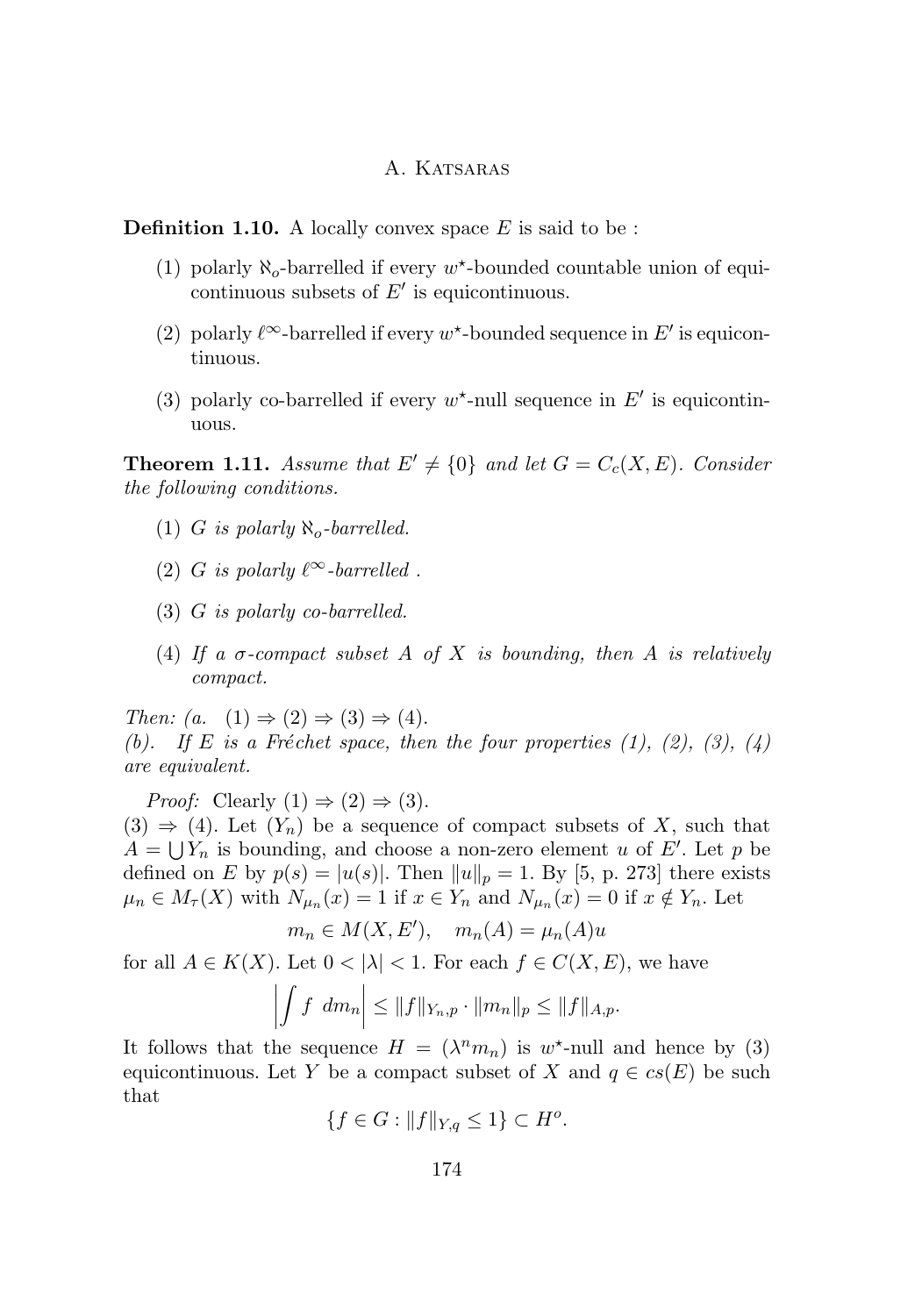**Definition 1.10.** A locally convex space $E$ is said to be :

1. polarly $\aleph_o$-barrelled if every $w^\star$-bounded countable union of equicontinuous subsets of $E'$ is equicontinuous.
2. polarly $\ell^\infty$-barrelled if every $w^\star$-bounded sequence in $E'$ is equicontinuous.
3. polarly co-barrelled if every $w^\star$-null sequence in $E'$ is equicontinuous.

**Theorem 1.11.** *Assume that $E' \neq \{0\}$ and let $G = C_c(X, E)$. Consider the following conditions.*

1. *$G$ is polarly $\aleph_o$-barrelled.*
2. *$G$ is polarly $\ell^\infty$-barrelled .*
3. *$G$ is polarly co-barrelled.*
4. *If a $\sigma$-compact subset $A$ of $X$ is bounding, then $A$ is relatively compact.*

*Then: (a. $(1) \Rightarrow (2) \Rightarrow (3) \Rightarrow (4)$.*
*(b). If $E$ is a Fréchet space, then the four properties (1), (2), (3), (4) are equivalent.*

*Proof:* Clearly $(1) \Rightarrow (2) \Rightarrow (3)$.
$(3) \Rightarrow (4)$. Let $(Y_n)$ be a sequence of compact subsets of $X$, such that $A = \bigcup Y_n$ is bounding, and choose a non-zero element $u$ of $E'$. Let $p$ be defined on $E$ by $p(s) = |u(s)|$. Then $\|u\|_p = 1$. By [5, p. 273] there exists $\mu_n \in M_\tau(X)$ with $N_{\mu_n}(x) = 1$ if $x \in Y_n$ and $N_{\mu_n}(x) = 0$ if $x \notin Y_n$. Let

$$m_n \in M(X, E'), \quad m_n(A) = \mu_n(A)u$$

for all $A \in K(X)$. Let $0 < |\lambda| < 1$. For each $f \in C(X, E)$, we have

$$\left| \int f \ dm_n \right| \leq \|f\|_{Y_n,p} \cdot \|m_n\|_p \leq \|f\|_{A,p}.$$

It follows that the sequence $H = (\lambda^n m_n)$ is $w^\star$-null and hence by (3) equicontinuous. Let $Y$ be a compact subset of $X$ and $q \in cs(E)$ be such that

$$\{f \in G : \|f\|_{Y,q} \leq 1\} \subset H^o.$$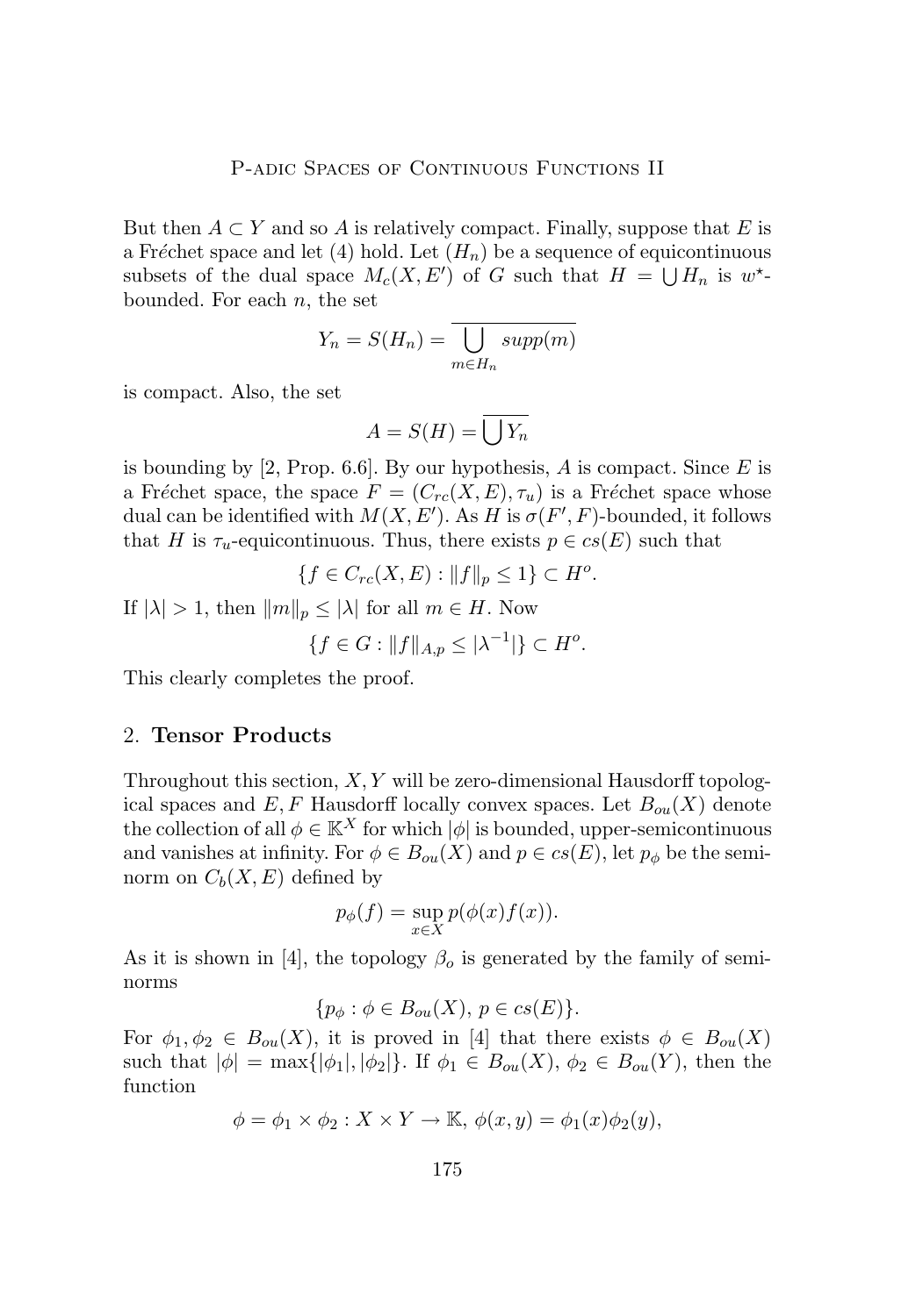But then $A \subset Y$ and so $A$ is relatively compact. Finally, suppose that $E$ is a Fréchet space and let (4) hold. Let $(H_n)$ be a sequence of equicontinuous subsets of the dual space $M_c(X, E')$ of $G$ such that $H = \bigcup H_n$ is $w^\star$-bounded. For each $n$, the set

$$Y_n = S(H_n) = \overline{\bigcup_{m \in H_n} supp(m)}$$

is compact. Also, the set

$$A = S(H) = \overline{\bigcup Y_n}$$

is bounding by [2, Prop. 6.6]. By our hypothesis, $A$ is compact. Since $E$ is a Fréchet space, the space $F = (C_{rc}(X, E), \tau_u)$ is a Fréchet space whose dual can be identified with $M(X, E')$. As $H$ is $\sigma(F', F)$-bounded, it follows that $H$ is $\tau_u$-equicontinuous. Thus, there exists $p \in cs(E)$ such that

$$\{f \in C_{rc}(X, E) : \|f\|_p \leq 1\} \subset H^o.$$

If $|\lambda| > 1$, then $\|m\|_p \leq |\lambda|$ for all $m \in H$. Now

$$\{f \in G : \|f\|_{A,p} \leq |\lambda^{-1}|\} \subset H^o.$$

This clearly completes the proof.

## 2. **Tensor Products**

Throughout this section, $X, Y$ will be zero-dimensional Hausdorff topological spaces and $E, F$ Hausdorff locally convex spaces. Let $B_{ou}(X)$ denote the collection of all $\phi \in \mathbb{K}^X$ for which $|\phi|$ is bounded, upper-semicontinuous and vanishes at infinity. For $\phi \in B_{ou}(X)$ and $p \in cs(E)$, let $p_\phi$ be the seminorm on $C_b(X, E)$ defined by

$$p_\phi(f) = \sup_{x \in X} p(\phi(x) f(x)).$$

As it is shown in [4], the topology $\beta_o$ is generated by the family of seminorms

$$\{p_\phi : \phi \in B_{ou}(X),\, p \in cs(E)\}.$$

For $\phi_1, \phi_2 \in B_{ou}(X)$, it is proved in [4] that there exists $\phi \in B_{ou}(X)$ such that $|\phi| = \max\{|\phi_1|, |\phi_2|\}$. If $\phi_1 \in B_{ou}(X)$, $\phi_2 \in B_{ou}(Y)$, then the function

$$\phi = \phi_1 \times \phi_2 : X \times Y \to \mathbb{K},\ \phi(x, y) = \phi_1(x)\phi_2(y),$$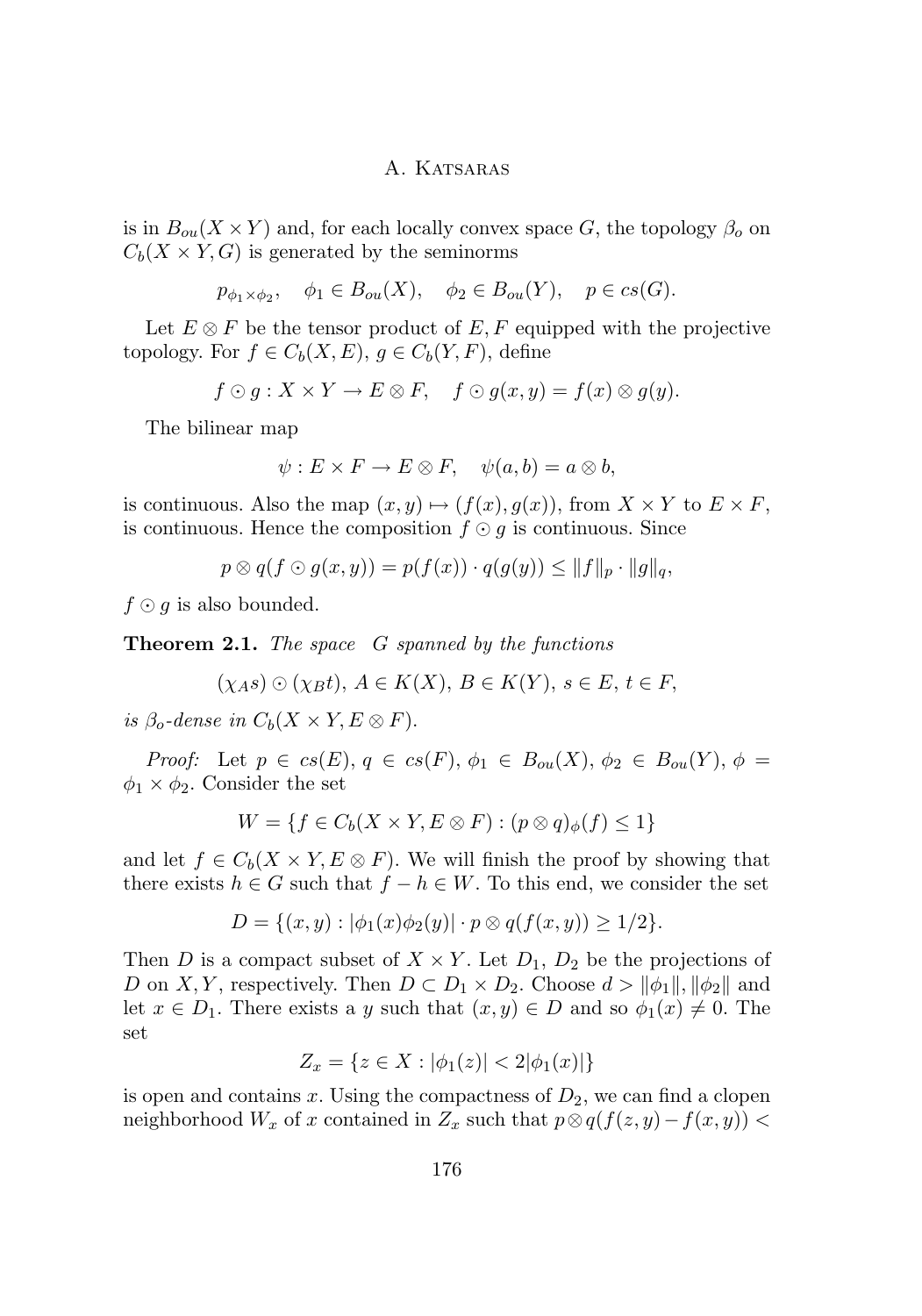is in $B_{ou}(X \times Y)$ and, for each locally convex space $G$, the topology $\beta_o$ on $C_b(X \times Y, G)$ is generated by the seminorms

$$p_{\phi_1 \times \phi_2}, \quad \phi_1 \in B_{ou}(X), \quad \phi_2 \in B_{ou}(Y), \quad p \in cs(G).$$

Let $E \otimes F$ be the tensor product of $E, F$ equipped with the projective topology. For $f \in C_b(X, E)$, $g \in C_b(Y, F)$, define

$$f \odot g : X \times Y \to E \otimes F, \quad f \odot g(x, y) = f(x) \otimes g(y).$$

The bilinear map

$$\psi : E \times F \to E \otimes F, \quad \psi(a, b) = a \otimes b,$$

is continuous. Also the map $(x, y) \mapsto (f(x), g(x))$, from $X \times Y$ to $E \times F$, is continuous. Hence the composition $f \odot g$ is continuous. Since

$$p \otimes q(f \odot g(x, y)) = p(f(x)) \cdot q(g(y)) \leq \|f\|_p \cdot \|g\|_q,$$

$f \odot g$ is also bounded.

**Theorem 2.1.** *The space $G$ spanned by the functions*

$$(\chi_A s) \odot (\chi_B t),\ A \in K(X),\ B \in K(Y),\ s \in E,\ t \in F,$$

*is $\beta_o$-dense in $C_b(X \times Y, E \otimes F)$.*

*Proof:* Let $p \in cs(E)$, $q \in cs(F)$, $\phi_1 \in B_{ou}(X)$, $\phi_2 \in B_{ou}(Y)$, $\phi = \phi_1 \times \phi_2$. Consider the set

$$W = \{f \in C_b(X \times Y, E \otimes F) : (p \otimes q)_\phi(f) \leq 1\}$$

and let $f \in C_b(X \times Y, E \otimes F)$. We will finish the proof by showing that there exists $h \in G$ such that $f - h \in W$. To this end, we consider the set

$$D = \{(x, y) : |\phi_1(x)\phi_2(y)| \cdot p \otimes q(f(x, y)) \geq 1/2\}.$$

Then $D$ is a compact subset of $X \times Y$. Let $D_1$, $D_2$ be the projections of $D$ on $X, Y$, respectively. Then $D \subset D_1 \times D_2$. Choose $d > \|\phi_1\|, \|\phi_2\|$ and let $x \in D_1$. There exists a $y$ such that $(x, y) \in D$ and so $\phi_1(x) \neq 0$. The set

$$Z_x = \{z \in X : |\phi_1(z)| < 2|\phi_1(x)|\}$$

is open and contains $x$. Using the compactness of $D_2$, we can find a clopen neighborhood $W_x$ of $x$ contained in $Z_x$ such that $p \otimes q(f(z, y) - f(x, y)) <$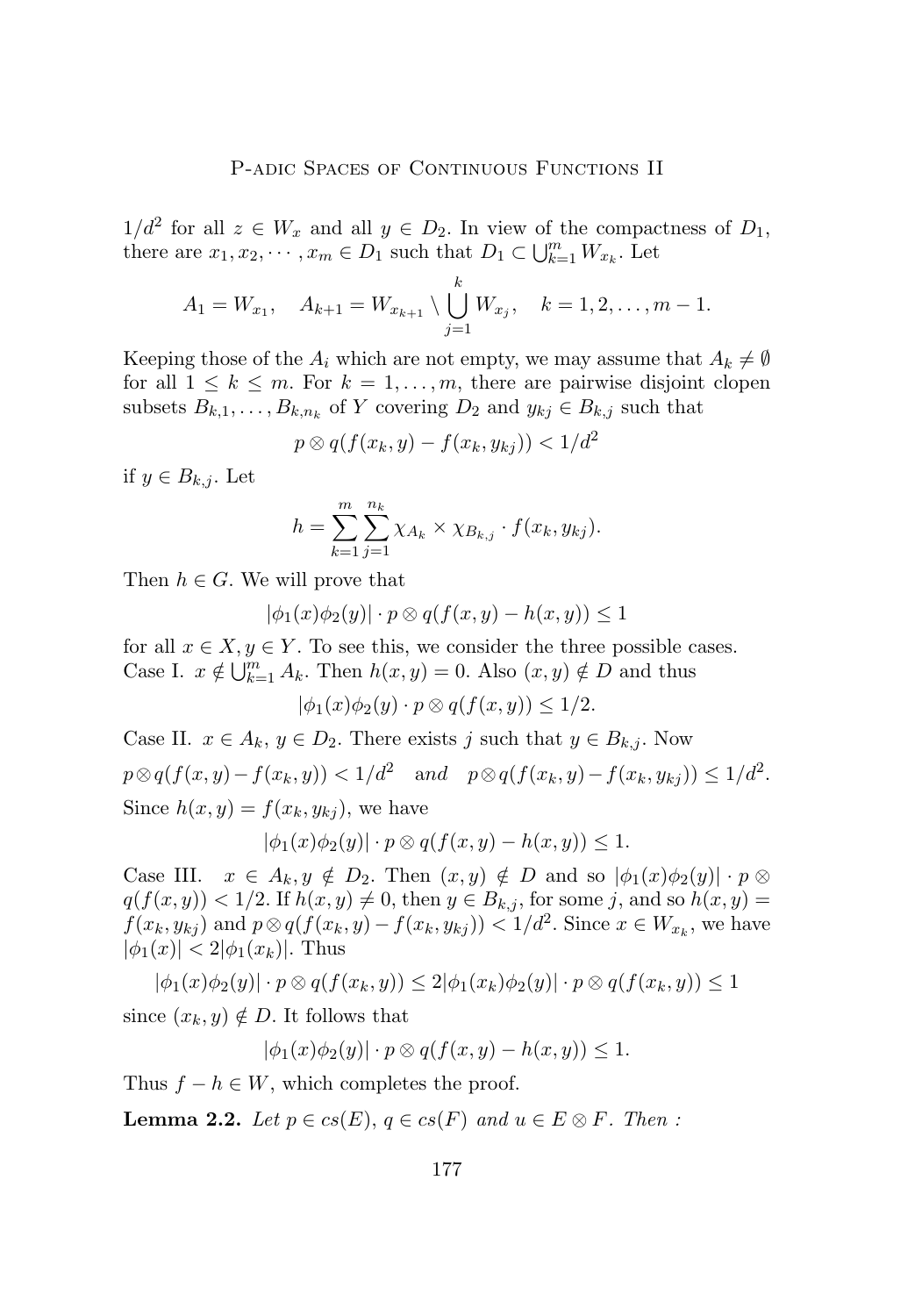$1/d^2$ for all $z \in W_x$ and all $y \in D_2$. In view of the compactness of $D_1$, there are $x_1, x_2, \cdots, x_m \in D_1$ such that $D_1 \subset \bigcup_{k=1}^m W_{x_k}$. Let

$$A_1 = W_{x_1}, \quad A_{k+1} = W_{x_{k+1}} \setminus \bigcup_{j=1}^{k} W_{x_j}, \quad k = 1, 2, \ldots, m-1.$$

Keeping those of the $A_i$ which are not empty, we may assume that $A_k \neq \emptyset$ for all $1 \leq k \leq m$. For $k = 1, \ldots, m$, there are pairwise disjoint clopen subsets $B_{k,1}, \ldots, B_{k,n_k}$ of $Y$ covering $D_2$ and $y_{kj} \in B_{k,j}$ such that

$$p \otimes q(f(x_k, y) - f(x_k, y_{kj})) < 1/d^2$$

if $y \in B_{k,j}$. Let

$$h = \sum_{k=1}^{m} \sum_{j=1}^{n_k} \chi_{A_k} \times \chi_{B_{k,j}} \cdot f(x_k, y_{kj}).$$

Then $h \in G$. We will prove that

$$|\phi_1(x)\phi_2(y)| \cdot p \otimes q(f(x,y) - h(x,y)) \leq 1$$

for all $x \in X, y \in Y$. To see this, we consider the three possible cases.

Case I. $x \notin \bigcup_{k=1}^m A_k$. Then $h(x,y) = 0$. Also $(x,y) \notin D$ and thus

$$|\phi_1(x)\phi_2(y) \cdot p \otimes q(f(x,y)) \leq 1/2.$$

Case II. $x \in A_k$, $y \in D_2$. There exists $j$ such that $y \in B_{k,j}$. Now

$$p \otimes q(f(x,y) - f(x_k, y)) < 1/d^2 \quad \text{and} \quad p \otimes q(f(x_k, y) - f(x_k, y_{kj})) \leq 1/d^2.$$

Since $h(x,y) = f(x_k, y_{kj})$, we have

$$|\phi_1(x)\phi_2(y)| \cdot p \otimes q(f(x,y) - h(x,y)) \leq 1.$$

Case III. $x \in A_k, y \notin D_2$. Then $(x,y) \notin D$ and so $|\phi_1(x)\phi_2(y)| \cdot p \otimes q(f(x,y)) < 1/2$. If $h(x,y) \neq 0$, then $y \in B_{k,j}$, for some $j$, and so $h(x,y) = f(x_k, y_{kj})$ and $p \otimes q(f(x_k, y) - f(x_k, y_{kj})) < 1/d^2$. Since $x \in W_{x_k}$, we have $|\phi_1(x)| < 2|\phi_1(x_k)|$. Thus

$$|\phi_1(x)\phi_2(y)| \cdot p \otimes q(f(x_k, y)) \leq 2|\phi_1(x_k)\phi_2(y)| \cdot p \otimes q(f(x_k, y)) \leq 1$$

since $(x_k, y) \notin D$. It follows that

$$|\phi_1(x)\phi_2(y)| \cdot p \otimes q(f(x,y) - h(x,y)) \leq 1.$$

Thus $f - h \in W$, which completes the proof.

**Lemma 2.2.** *Let $p \in cs(E)$, $q \in cs(F)$ and $u \in E \otimes F$. Then :*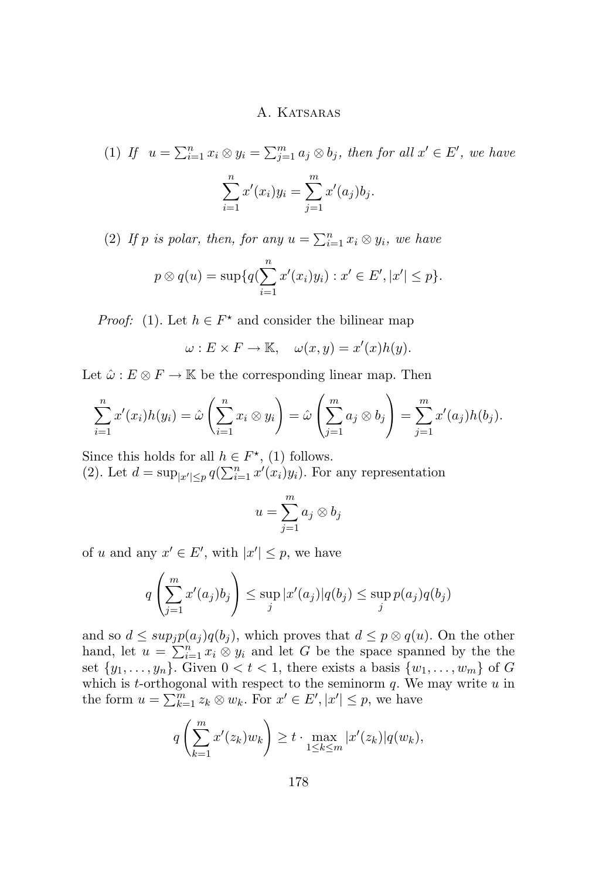(1) *If* $u = \sum_{i=1}^n x_i \otimes y_i = \sum_{j=1}^m a_j \otimes b_j$*, then for all* $x' \in E'$*, we have*

$$\sum_{i=1}^n x'(x_i) y_i = \sum_{j=1}^m x'(a_j) b_j.$$

(2) *If* $p$ *is polar, then, for any* $u = \sum_{i=1}^n x_i \otimes y_i$*, we have*

$$p \otimes q(u) = \sup\{q(\sum_{i=1}^n x'(x_i) y_i) : x' \in E', |x'| \leq p\}.$$

*Proof:* (1). Let $h \in F^\star$ and consider the bilinear map

$$\omega : E \times F \to \mathbb{K}, \quad \omega(x, y) = x'(x) h(y).$$

Let $\hat{\omega} : E \otimes F \to \mathbb{K}$ be the corresponding linear map. Then

$$\sum_{i=1}^n x'(x_i) h(y_i) = \hat{\omega}\left(\sum_{i=1}^n x_i \otimes y_i\right) = \hat{\omega}\left(\sum_{j=1}^m a_j \otimes b_j\right) = \sum_{j=1}^m x'(a_j) h(b_j).$$

Since this holds for all $h \in F^\star$, (1) follows.
(2). Let $d = \sup_{|x'| \leq p} q(\sum_{i=1}^n x'(x_i) y_i)$. For any representation

$$u = \sum_{j=1}^m a_j \otimes b_j$$

of $u$ and any $x' \in E'$, with $|x'| \leq p$, we have

$$q\left(\sum_{j=1}^m x'(a_j) b_j\right) \leq \sup_j |x'(a_j)| q(b_j) \leq \sup_j p(a_j) q(b_j)$$

and so $d \leq sup_j p(a_j) q(b_j)$, which proves that $d \leq p \otimes q(u)$. On the other hand, let $u = \sum_{i=1}^n x_i \otimes y_i$ and let $G$ be the space spanned by the the set $\{y_1, \ldots, y_n\}$. Given $0 < t < 1$, there exists a basis $\{w_1, \ldots, w_m\}$ of $G$ which is $t$-orthogonal with respect to the seminorm $q$. We may write $u$ in the form $u = \sum_{k=1}^m z_k \otimes w_k$. For $x' \in E', |x'| \leq p$, we have

$$q\left(\sum_{k=1}^m x'(z_k) w_k\right) \geq t \cdot \max_{1 \leq k \leq m} |x'(z_k)| q(w_k),$$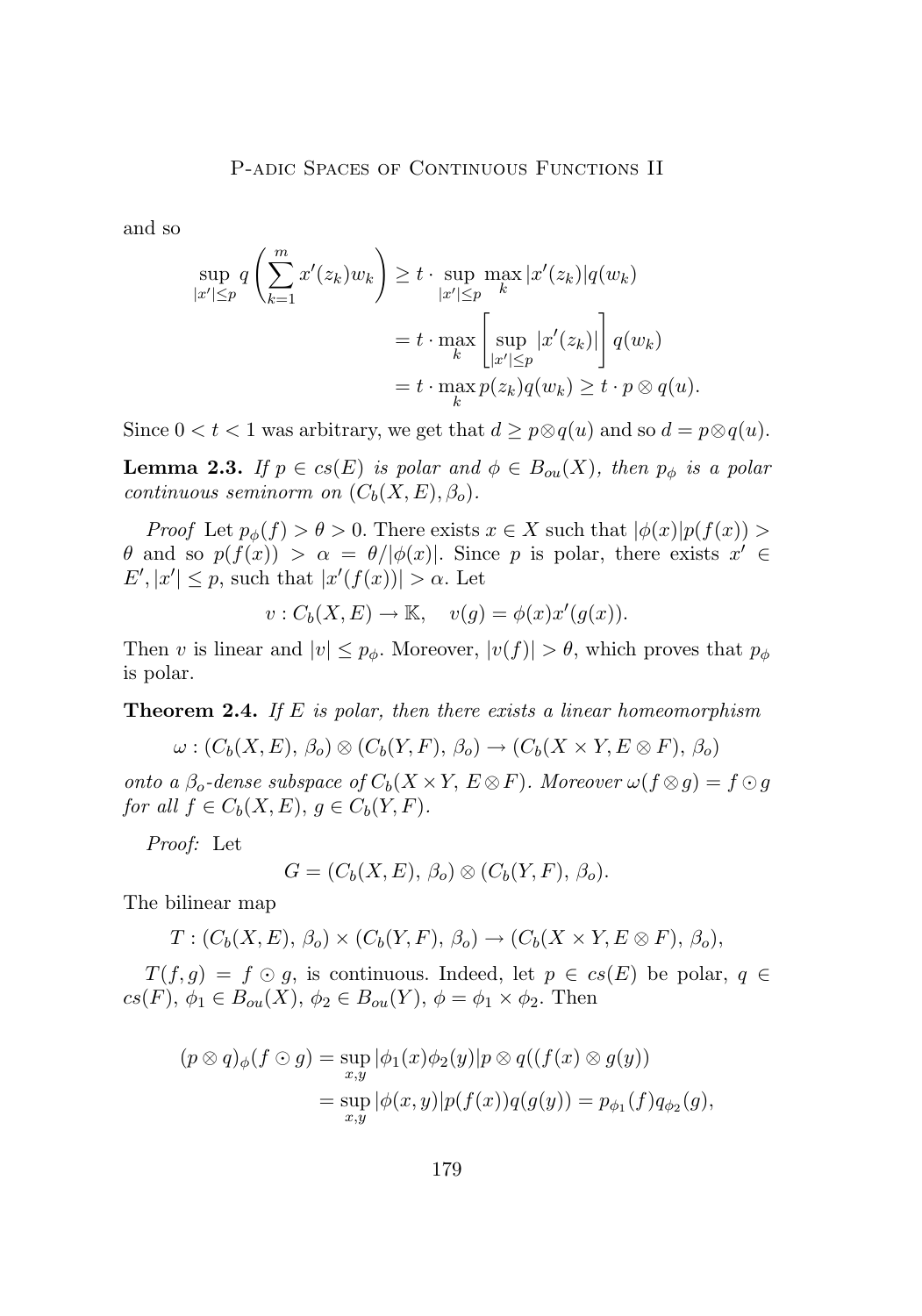and so

$$\sup_{|x'|\le p} q\left(\sum_{k=1}^{m} x'(z_k)w_k\right) \ge t\cdot \sup_{|x'|\le p}\max_k |x'(z_k)|q(w_k)$$

$$= t\cdot \max_k \left[\sup_{|x'|\le p}|x'(z_k)|\right] q(w_k)$$

$$= t\cdot \max_k p(z_k)q(w_k) \ge t\cdot p\otimes q(u).$$

Since $0 < t < 1$ was arbitrary, we get that $d \ge p\otimes q(u)$ and so $d = p\otimes q(u)$.

**Lemma 2.3.** *If $p \in cs(E)$ is polar and $\phi \in B_{ou}(X)$, then $p_\phi$ is a polar continuous seminorm on $(C_b(X,E),\beta_o)$.*

*Proof* Let $p_\phi(f) > \theta > 0$. There exists $x \in X$ such that $|\phi(x)|p(f(x)) > \theta$ and so $p(f(x)) > \alpha = \theta/|\phi(x)|$. Since $p$ is polar, there exists $x' \in E', |x'| \le p$, such that $|x'(f(x))| > \alpha$. Let

$$v : C_b(X,E) \to \mathbb{K}, \quad v(g) = \phi(x)x'(g(x)).$$

Then $v$ is linear and $|v| \le p_\phi$. Moreover, $|v(f)| > \theta$, which proves that $p_\phi$ is polar.

**Theorem 2.4.** *If $E$ is polar, then there exists a linear homeomorphism*

$$\omega : (C_b(X,E),\, \beta_o)\otimes (C_b(Y,F),\, \beta_o) \to (C_b(X\times Y, E\otimes F),\, \beta_o)$$

*onto a $\beta_o$-dense subspace of $C_b(X\times Y,\, E\otimes F)$. Moreover $\omega(f\otimes g) = f\odot g$ for all $f \in C_b(X,E)$, $g \in C_b(Y,F)$.*

*Proof:* Let

$$G = (C_b(X,E),\, \beta_o)\otimes (C_b(Y,F),\, \beta_o).$$

The bilinear map

$$T : (C_b(X,E),\, \beta_o)\times (C_b(Y,F),\, \beta_o) \to (C_b(X\times Y, E\otimes F),\, \beta_o),$$

$T(f,g) = f\odot g$, is continuous. Indeed, let $p \in cs(E)$ be polar, $q \in cs(F)$, $\phi_1 \in B_{ou}(X)$, $\phi_2 \in B_{ou}(Y)$, $\phi = \phi_1\times\phi_2$. Then

$$(p\otimes q)_\phi(f\odot g) = \sup_{x,y}|\phi_1(x)\phi_2(y)|p\otimes q((f(x)\otimes g(y))$$

$$= \sup_{x,y}|\phi(x,y)|p(f(x))q(g(y)) = p_{\phi_1}(f)q_{\phi_2}(g),$$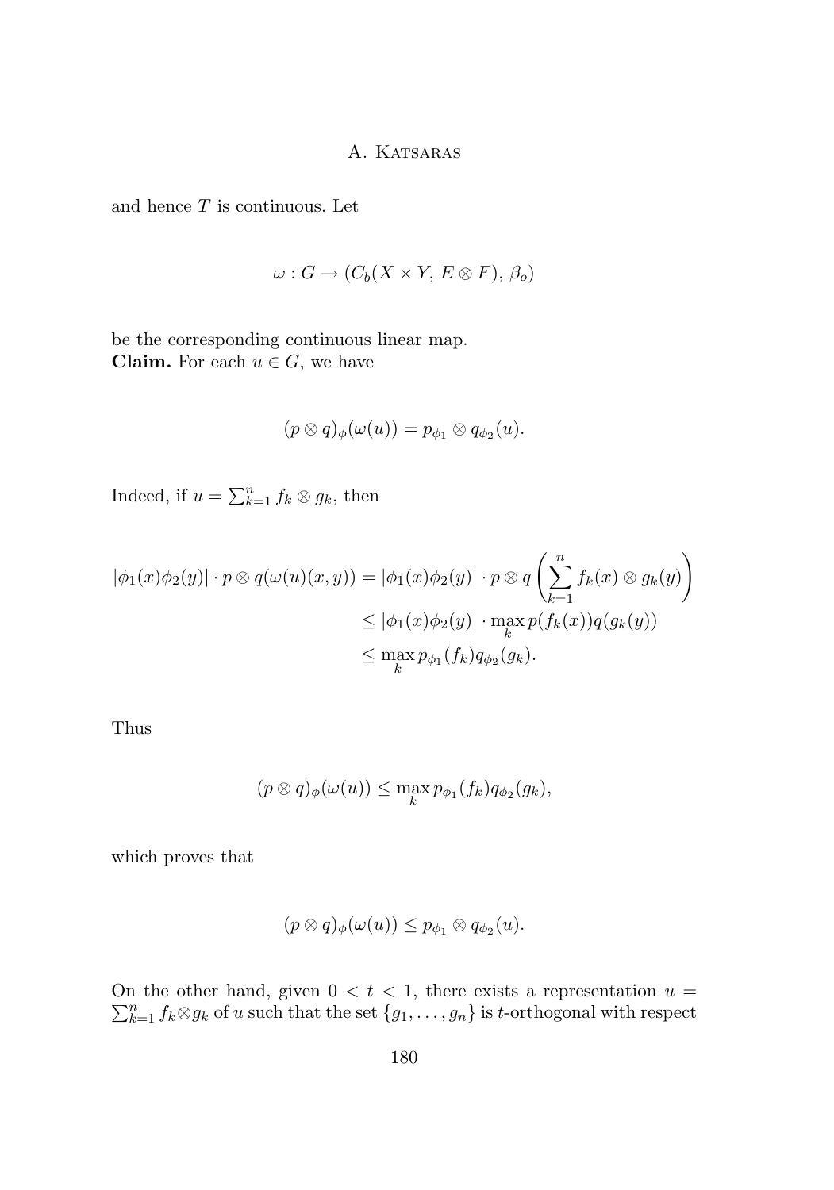and hence $T$ is continuous. Let

$$\omega : G \to (C_b(X \times Y,\, E \otimes F),\, \beta_o)$$

be the corresponding continuous linear map.
**Claim.** For each $u \in G$, we have

$$(p \otimes q)_\phi(\omega(u)) = p_{\phi_1} \otimes q_{\phi_2}(u).$$

Indeed, if $u = \sum_{k=1}^n f_k \otimes g_k$, then

$$\begin{aligned}
|\phi_1(x)\phi_2(y)| \cdot p \otimes q(\omega(u)(x,y)) &= |\phi_1(x)\phi_2(y)| \cdot p \otimes q\left(\sum_{k=1}^n f_k(x) \otimes g_k(y)\right) \\
&\leq |\phi_1(x)\phi_2(y)| \cdot \max_k p(f_k(x)) q(g_k(y)) \\
&\leq \max_k p_{\phi_1}(f_k) q_{\phi_2}(g_k).
\end{aligned}$$

Thus

$$(p \otimes q)_\phi(\omega(u)) \leq \max_k p_{\phi_1}(f_k) q_{\phi_2}(g_k),$$

which proves that

$$(p \otimes q)_\phi(\omega(u)) \leq p_{\phi_1} \otimes q_{\phi_2}(u).$$

On the other hand, given $0 < t < 1$, there exists a representation $u = \sum_{k=1}^n f_k \otimes g_k$ of $u$ such that the set $\{g_1, \ldots, g_n\}$ is $t$-orthogonal with respect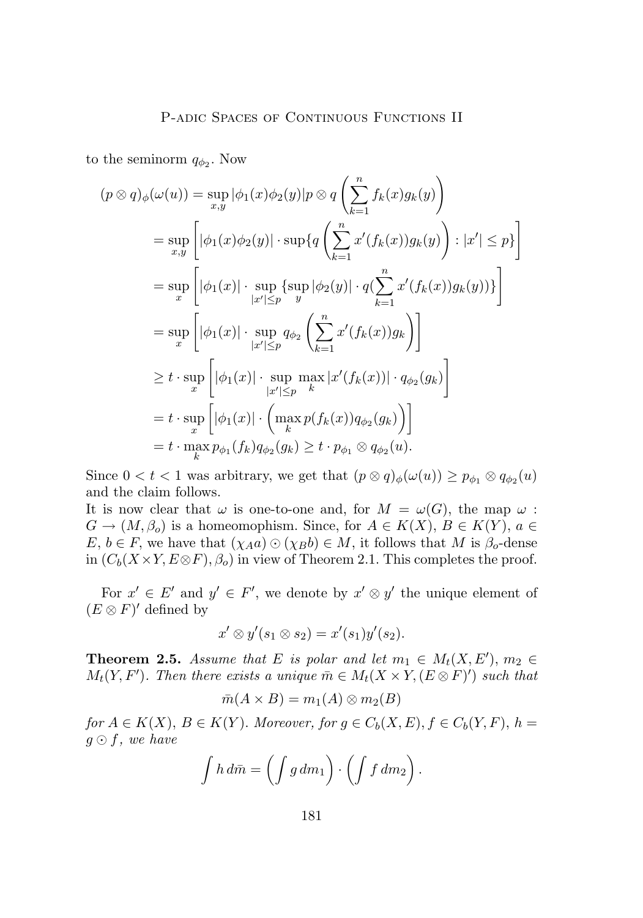to the seminorm $q_{\phi_2}$. Now

$$
\begin{aligned}
(p \otimes q)_\phi(\omega(u)) &= \sup_{x,y} |\phi_1(x)\phi_2(y)| p \otimes q \left( \sum_{k=1}^n f_k(x) g_k(y) \right) \\
&= \sup_{x,y} \left[ |\phi_1(x)\phi_2(y)| \cdot \sup\{ q\left( \sum_{k=1}^n x'(f_k(x)) g_k(y) \right) : |x'| \le p \} \right] \\
&= \sup_{x} \left[ |\phi_1(x)| \cdot \sup_{|x'| \le p} \{ \sup_{y} |\phi_2(y)| \cdot q( \sum_{k=1}^n x'(f_k(x)) g_k(y)) \} \right] \\
&= \sup_{x} \left[ |\phi_1(x)| \cdot \sup_{|x'| \le p} q_{\phi_2} \left( \sum_{k=1}^n x'(f_k(x)) g_k \right) \right] \\
&\ge t \cdot \sup_{x} \left[ |\phi_1(x)| \cdot \sup_{|x'| \le p} \max_k |x'(f_k(x))| \cdot q_{\phi_2}(g_k) \right] \\
&= t \cdot \sup_{x} \left[ |\phi_1(x)| \cdot \left( \max_k p(f_k(x)) q_{\phi_2}(g_k) \right) \right] \\
&= t \cdot \max_k p_{\phi_1}(f_k) q_{\phi_2}(g_k) \ge t \cdot p_{\phi_1} \otimes q_{\phi_2}(u).
\end{aligned}
$$

Since $0 < t < 1$ was arbitrary, we get that $(p \otimes q)_\phi(\omega(u)) \ge p_{\phi_1} \otimes q_{\phi_2}(u)$ and the claim follows.

It is now clear that $\omega$ is one-to-one and, for $M = \omega(G)$, the map $\omega : G \to (M, \beta_o)$ is a homeomophism. Since, for $A \in K(X)$, $B \in K(Y)$, $a \in E$, $b \in F$, we have that $(\chi_A a) \odot (\chi_B b) \in M$, it follows that $M$ is $\beta_o$-dense in $(C_b(X \times Y, E \otimes F), \beta_o)$ in view of Theorem 2.1. This completes the proof.

For $x' \in E'$ and $y' \in F'$, we denote by $x' \otimes y'$ the unique element of $(E \otimes F)'$ defined by

$$
x' \otimes y'(s_1 \otimes s_2) = x'(s_1) y'(s_2).
$$

**Theorem 2.5.** *Assume that $E$ is polar and let $m_1 \in M_t(X, E')$, $m_2 \in M_t(Y, F')$. Then there exists a unique $\bar{m} \in M_t(X \times Y, (E \otimes F)')$ such that*

$$
\bar{m}(A \times B) = m_1(A) \otimes m_2(B)
$$

*for $A \in K(X)$, $B \in K(Y)$. Moreover, for $g \in C_b(X, E), f \in C_b(Y, F)$, $h = g \odot f$, we have*

$$
\int h \, d\bar{m} = \left( \int g \, dm_1 \right) \cdot \left( \int f \, dm_2 \right).
$$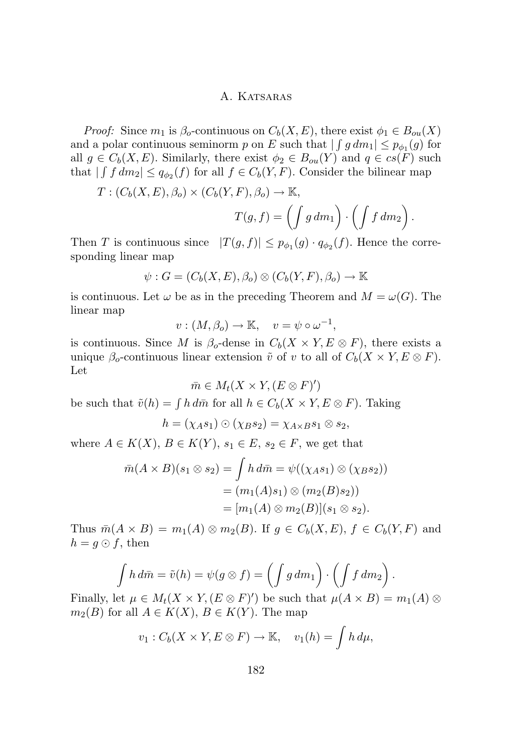*Proof:* Since $m_1$ is $\beta_o$-continuous on $C_b(X,E)$, there exist $\phi_1 \in B_{ou}(X)$ and a polar continuous seminorm $p$ on $E$ such that $|\int g\,dm_1| \le p_{\phi_1}(g)$ for all $g \in C_b(X,E)$. Similarly, there exist $\phi_2 \in B_{ou}(Y)$ and $q \in cs(F)$ such that $|\int f\,dm_2| \le q_{\phi_2}(f)$ for all $f \in C_b(Y,F)$. Consider the bilinear map

$$T : (C_b(X,E),\beta_o) \times (C_b(Y,F),\beta_o) \to \mathbb{K},$$
$$T(g,f) = \left(\int g\,dm_1\right)\cdot\left(\int f\,dm_2\right).$$

Then $T$ is continuous since $|T(g,f)| \le p_{\phi_1}(g)\cdot q_{\phi_2}(f)$. Hence the corresponding linear map

$$\psi : G = (C_b(X,E),\beta_o) \otimes (C_b(Y,F),\beta_o) \to \mathbb{K}$$

is continuous. Let $\omega$ be as in the preceding Theorem and $M = \omega(G)$. The linear map

$$v : (M,\beta_o) \to \mathbb{K}, \quad v = \psi \circ \omega^{-1},$$

is continuous. Since $M$ is $\beta_o$-dense in $C_b(X\times Y, E\otimes F)$, there exists a unique $\beta_o$-continuous linear extension $\tilde{v}$ of $v$ to all of $C_b(X\times Y, E\otimes F)$. Let

$$\bar{m} \in M_t(X\times Y,(E\otimes F)')$$

be such that $\tilde{v}(h) = \int h\,d\bar{m}$ for all $h \in C_b(X\times Y, E\otimes F)$. Taking

$$h = (\chi_A s_1)\odot(\chi_B s_2) = \chi_{A\times B} s_1 \otimes s_2,$$

where $A \in K(X)$, $B \in K(Y)$, $s_1 \in E$, $s_2 \in F$, we get that

$$\begin{aligned}
\bar{m}(A\times B)(s_1\otimes s_2) = \int h\,d\bar{m} &= \psi((\chi_A s_1)\otimes(\chi_B s_2)) \\
&= (m_1(A)s_1)\otimes(m_2(B)s_2)) \\
&= [m_1(A)\otimes m_2(B)](s_1\otimes s_2).
\end{aligned}$$

Thus $\bar{m}(A\times B) = m_1(A)\otimes m_2(B)$. If $g \in C_b(X,E)$, $f \in C_b(Y,F)$ and $h = g\odot f$, then

$$\int h\,d\bar{m} = \tilde{v}(h) = \psi(g\otimes f) = \left(\int g\,dm_1\right)\cdot\left(\int f\,dm_2\right).$$

Finally, let $\mu \in M_t(X\times Y,(E\otimes F)')$ be such that $\mu(A\times B) = m_1(A)\otimes m_2(B)$ for all $A \in K(X)$, $B \in K(Y)$. The map

$$v_1 : C_b(X\times Y, E\otimes F) \to \mathbb{K}, \quad v_1(h) = \int h\,d\mu,$$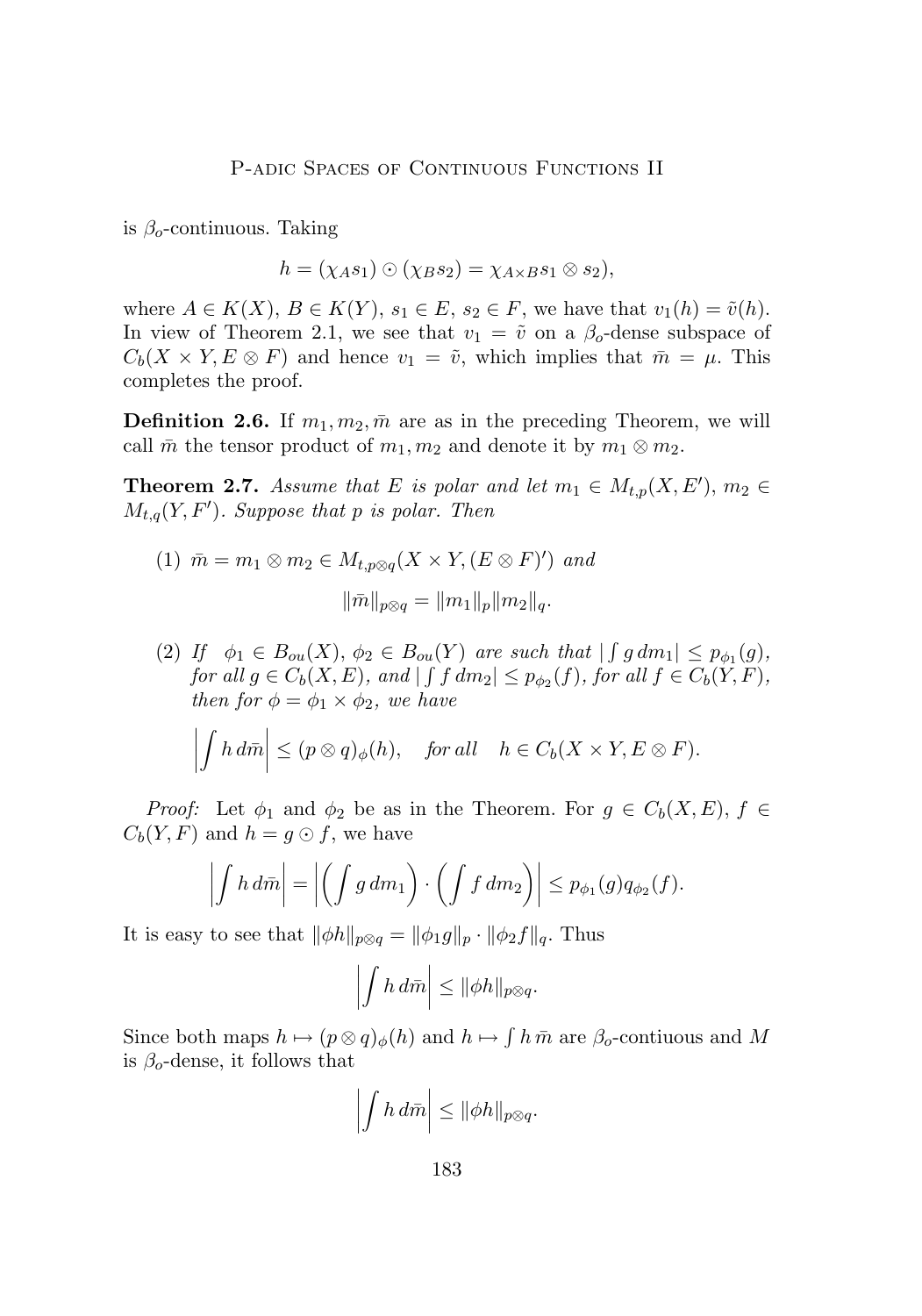is $\beta_o$-continuous. Taking

$$h = (\chi_A s_1) \odot (\chi_B s_2) = \chi_{A\times B} s_1 \otimes s_2),$$

where $A \in K(X)$, $B \in K(Y)$, $s_1 \in E$, $s_2 \in F$, we have that $v_1(h) = \tilde{v}(h)$. In view of Theorem 2.1, we see that $v_1 = \tilde{v}$ on a $\beta_o$-dense subspace of $C_b(X \times Y, E \otimes F)$ and hence $v_1 = \tilde{v}$, which implies that $\bar{m} = \mu$. This completes the proof.

**Definition 2.6.** If $m_1, m_2, \bar{m}$ are as in the preceding Theorem, we will call $\bar{m}$ the tensor product of $m_1, m_2$ and denote it by $m_1 \otimes m_2$.

**Theorem 2.7.** *Assume that $E$ is polar and let $m_1 \in M_{t,p}(X, E')$, $m_2 \in M_{t,q}(Y, F')$. Suppose that $p$ is polar. Then*

(1) $\bar{m} = m_1 \otimes m_2 \in M_{t,p\otimes q}(X \times Y, (E \otimes F)')$ *and*

$$\|\bar{m}\|_{p\otimes q} = \|m_1\|_p \|m_2\|_q.$$

(2) *If* $\phi_1 \in B_{ou}(X)$, $\phi_2 \in B_{ou}(Y)$ *are such that* $|\int g\, dm_1| \leq p_{\phi_1}(g)$, *for all* $g \in C_b(X, E)$, *and* $|\int f\, dm_2| \leq p_{\phi_2}(f)$, *for all* $f \in C_b(Y, F)$, *then for* $\phi = \phi_1 \times \phi_2$, *we have*

$$\left| \int h\, d\bar{m} \right| \leq (p \otimes q)_\phi(h), \quad \textit{for all} \quad h \in C_b(X \times Y, E \otimes F).$$

*Proof:* Let $\phi_1$ and $\phi_2$ be as in the Theorem. For $g \in C_b(X, E)$, $f \in C_b(Y, F)$ and $h = g \odot f$, we have

$$\left| \int h\, d\bar{m} \right| = \left| \left( \int g\, dm_1 \right) \cdot \left( \int f\, dm_2 \right) \right| \leq p_{\phi_1}(g) q_{\phi_2}(f).$$

It is easy to see that $\|\phi h\|_{p\otimes q} = \|\phi_1 g\|_p \cdot \|\phi_2 f\|_q$. Thus

$$\left| \int h\, d\bar{m} \right| \leq \|\phi h\|_{p\otimes q}.$$

Since both maps $h \mapsto (p \otimes q)_\phi(h)$ and $h \mapsto \int h\, \bar{m}$ are $\beta_o$-contiuous and $M$ is $\beta_o$-dense, it follows that

$$\left| \int h\, d\bar{m} \right| \leq \|\phi h\|_{p\otimes q}.$$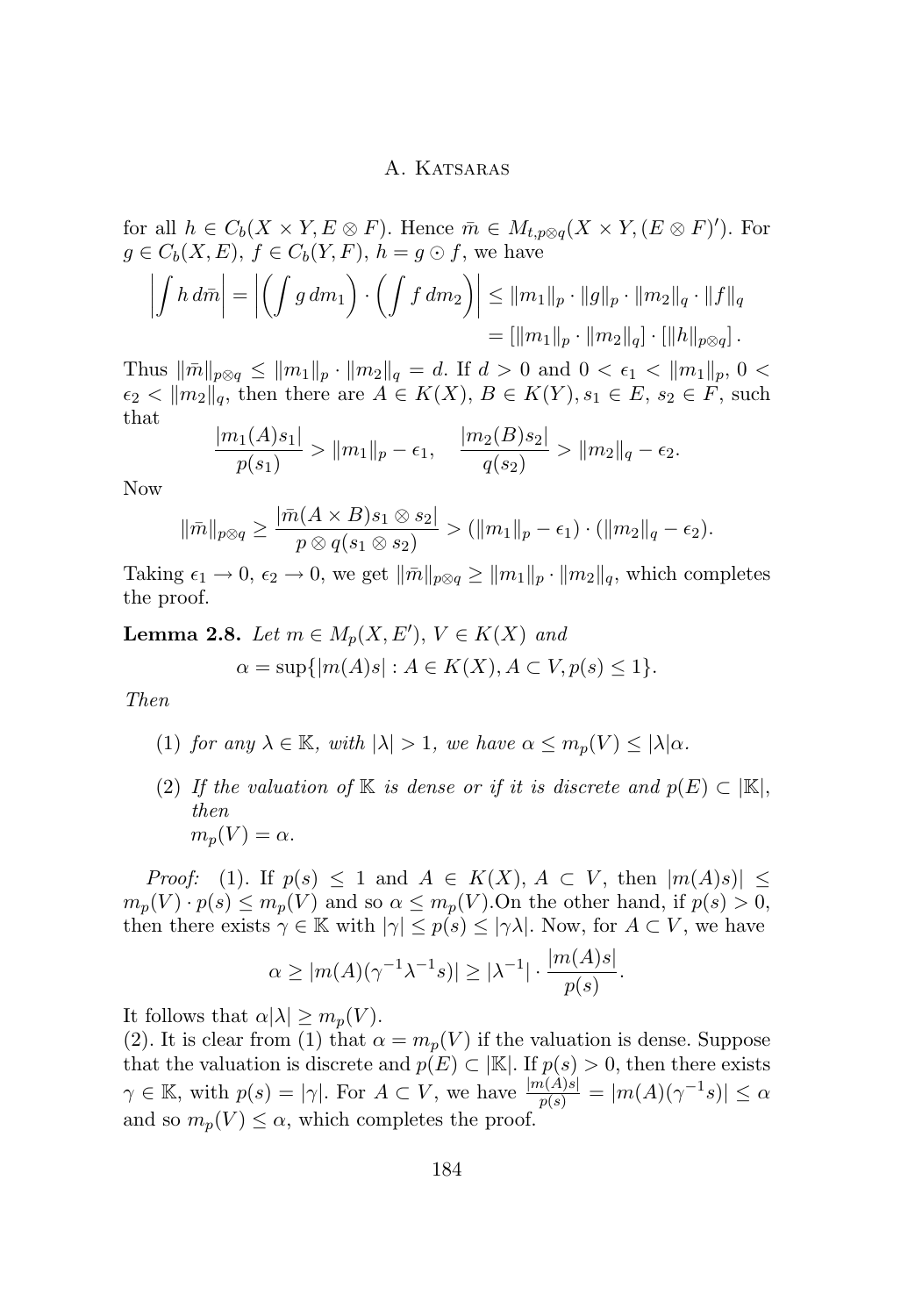for all $h \in C_b(X \times Y, E \otimes F)$. Hence $\bar{m} \in M_{t,p\otimes q}(X \times Y, (E \otimes F)')$. For $g \in C_b(X, E)$, $f \in C_b(Y, F)$, $h = g \odot f$, we have

$$\left|\int h\, d\bar{m}\right| = \left|\left(\int g\, dm_1\right) \cdot \left(\int f\, dm_2\right)\right| \leq \|m_1\|_p \cdot \|g\|_p \cdot \|m_2\|_q \cdot \|f\|_q$$
$$= [\|m_1\|_p \cdot \|m_2\|_q] \cdot [\|h\|_{p\otimes q}] .$$

Thus $\|\bar{m}\|_{p\otimes q} \leq \|m_1\|_p \cdot \|m_2\|_q = d$. If $d > 0$ and $0 < \epsilon_1 < \|m_1\|_p$, $0 < \epsilon_2 < \|m_2\|_q$, then there are $A \in K(X)$, $B \in K(Y)$, $s_1 \in E$, $s_2 \in F$, such that

$$\frac{|m_1(A)s_1|}{p(s_1)} > \|m_1\|_p - \epsilon_1, \quad \frac{|m_2(B)s_2|}{q(s_2)} > \|m_2\|_q - \epsilon_2.$$

Now

$$\|\bar{m}\|_{p\otimes q} \geq \frac{|\bar{m}(A \times B)s_1 \otimes s_2|}{p \otimes q(s_1 \otimes s_2)} > (\|m_1\|_p - \epsilon_1) \cdot (\|m_2\|_q - \epsilon_2).$$

Taking $\epsilon_1 \to 0$, $\epsilon_2 \to 0$, we get $\|\bar{m}\|_{p\otimes q} \geq \|m_1\|_p \cdot \|m_2\|_q$, which completes the proof.

**Lemma 2.8.** *Let $m \in M_p(X, E')$, $V \in K(X)$ and*

$$\alpha = \sup\{|m(A)s| : A \in K(X), A \subset V, p(s) \leq 1\}.$$

*Then*

1. *for any $\lambda \in \mathbb{K}$, with $|\lambda| > 1$, we have $\alpha \leq m_p(V) \leq |\lambda|\alpha$.*
2. *If the valuation of $\mathbb{K}$ is dense or if it is discrete and $p(E) \subset |\mathbb{K}|$, then*
   *$m_p(V) = \alpha$.*

*Proof:* (1). If $p(s) \leq 1$ and $A \in K(X)$, $A \subset V$, then $|m(A)s)| \leq m_p(V) \cdot p(s) \leq m_p(V)$ and so $\alpha \leq m_p(V)$.On the other hand, if $p(s) > 0$, then there exists $\gamma \in \mathbb{K}$ with $|\gamma| \leq p(s) \leq |\gamma\lambda|$. Now, for $A \subset V$, we have

$$\alpha \geq |m(A)(\gamma^{-1}\lambda^{-1}s)| \geq |\lambda^{-1}| \cdot \frac{|m(A)s|}{p(s)}.$$

It follows that $\alpha|\lambda| \geq m_p(V)$.
(2). It is clear from (1) that $\alpha = m_p(V)$ if the valuation is dense. Suppose that the valuation is discrete and $p(E) \subset |\mathbb{K}|$. If $p(s) > 0$, then there exists $\gamma \in \mathbb{K}$, with $p(s) = |\gamma|$. For $A \subset V$, we have $\frac{|m(A)s|}{p(s)} = |m(A)(\gamma^{-1}s)| \leq \alpha$ and so $m_p(V) \leq \alpha$, which completes the proof.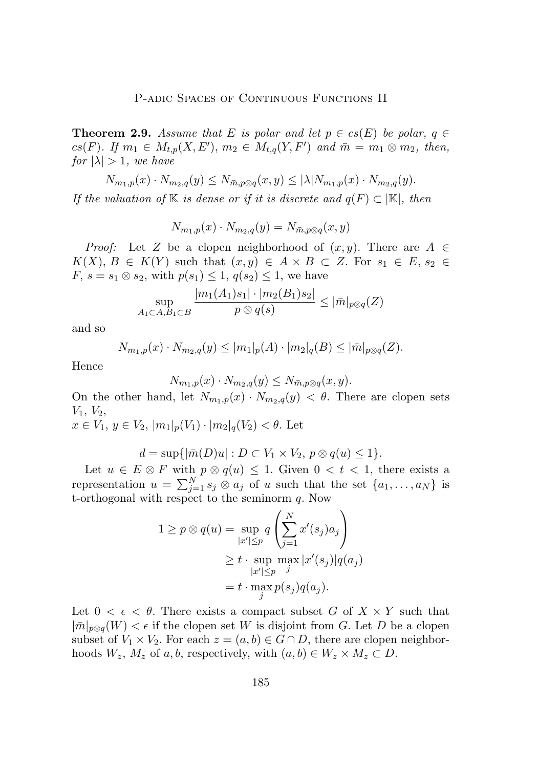**Theorem 2.9.** *Assume that $E$ is polar and let $p \in cs(E)$ be polar, $q \in cs(F)$. If $m_1 \in M_{t,p}(X, E')$, $m_2 \in M_{t,q}(Y, F')$ and $\bar{m} = m_1 \otimes m_2$, then, for $|\lambda| > 1$, we have*

$$N_{m_1,p}(x) \cdot N_{m_2,q}(y) \leq N_{\bar{m},p\otimes q}(x, y) \leq |\lambda| N_{m_1,p}(x) \cdot N_{m_2,q}(y).$$

*If the valuation of $\mathbb{K}$ is dense or if it is discrete and $q(F) \subset |\mathbb{K}|$, then*

$$N_{m_1,p}(x) \cdot N_{m_2,q}(y) = N_{\bar{m},p\otimes q}(x, y)$$

*Proof:* Let $Z$ be a clopen neighborhood of $(x, y)$. There are $A \in K(X)$, $B \in K(Y)$ such that $(x, y) \in A \times B \subset Z$. For $s_1 \in E$, $s_2 \in F$, $s = s_1 \otimes s_2$, with $p(s_1) \leq 1$, $q(s_2) \leq 1$, we have

$$\sup_{A_1 \subset A, B_1 \subset B} \frac{|m_1(A_1)s_1| \cdot |m_2(B_1)s_2|}{p \otimes q(s)} \leq |\bar{m}|_{p\otimes q}(Z)$$

and so

$$N_{m_1,p}(x) \cdot N_{m_2,q}(y) \leq |m_1|_p(A) \cdot |m_2|_q(B) \leq |\bar{m}|_{p\otimes q}(Z).$$

Hence

$$N_{m_1,p}(x) \cdot N_{m_2,q}(y) \leq N_{\bar{m},p\otimes q}(x, y).$$

On the other hand, let $N_{m_1,p}(x) \cdot N_{m_2,q}(y) < \theta$. There are clopen sets $V_1$, $V_2$,
$x \in V_1$, $y \in V_2$, $|m_1|_p(V_1) \cdot |m_2|_q(V_2) < \theta$. Let

$$d = \sup\{|\bar{m}(D)u| : D \subset V_1 \times V_2,\ p \otimes q(u) \leq 1\}.$$

Let $u \in E \otimes F$ with $p \otimes q(u) \leq 1$. Given $0 < t < 1$, there exists a representation $u = \sum_{j=1}^{N} s_j \otimes a_j$ of $u$ such that the set $\{a_1, \ldots, a_N\}$ is t-orthogonal with respect to the seminorm $q$. Now

$$\begin{aligned}
1 \geq p \otimes q(u) &= \sup_{|x'| \leq p} q\left(\sum_{j=1}^{N} x'(s_j) a_j\right) \\
&\geq t \cdot \sup_{|x'| \leq p} \max_j |x'(s_j)| q(a_j) \\
&= t \cdot \max_j p(s_j) q(a_j).
\end{aligned}$$

Let $0 < \epsilon < \theta$. There exists a compact subset $G$ of $X \times Y$ such that $|\bar{m}|_{p\otimes q}(W) < \epsilon$ if the clopen set $W$ is disjoint from $G$. Let $D$ be a clopen subset of $V_1 \times V_2$. For each $z = (a, b) \in G \cap D$, there are clopen neighborhoods $W_z$, $M_z$ of $a, b$, respectively, with $(a, b) \in W_z \times M_z \subset D$.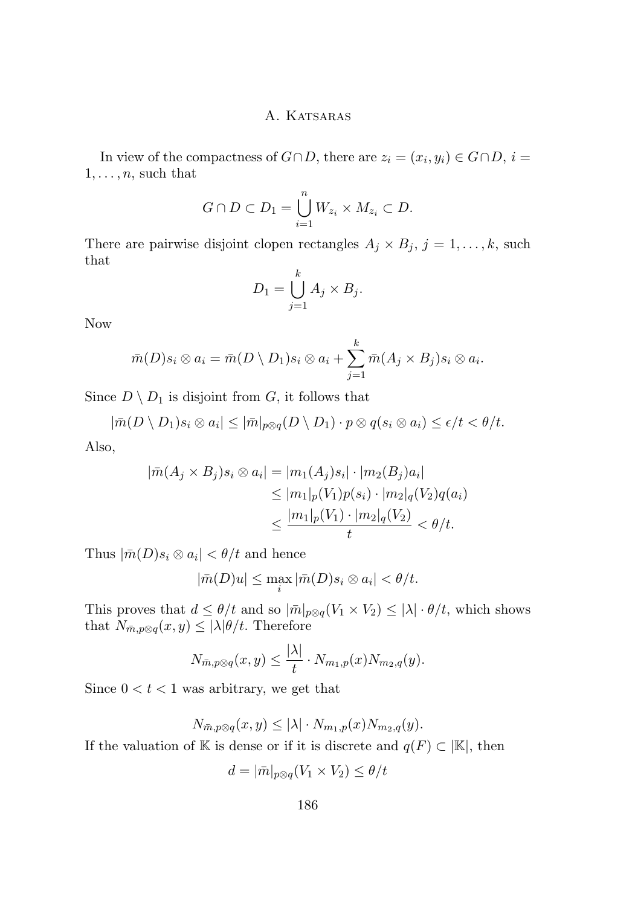In view of the compactness of $G \cap D$, there are $z_i = (x_i, y_i) \in G \cap D$, $i = 1, \ldots, n$, such that

$$G \cap D \subset D_1 = \bigcup_{i=1}^{n} W_{z_i} \times M_{z_i} \subset D.$$

There are pairwise disjoint clopen rectangles $A_j \times B_j$, $j = 1, \ldots, k$, such that

$$D_1 = \bigcup_{j=1}^{k} A_j \times B_j.$$

Now

$$\bar{m}(D)s_i \otimes a_i = \bar{m}(D \setminus D_1)s_i \otimes a_i + \sum_{j=1}^{k} \bar{m}(A_j \times B_j)s_i \otimes a_i.$$

Since $D \setminus D_1$ is disjoint from $G$, it follows that

$$|\bar{m}(D \setminus D_1)s_i \otimes a_i| \leq |\bar{m}|_{p \otimes q}(D \setminus D_1) \cdot p \otimes q(s_i \otimes a_i) \leq \epsilon/t < \theta/t.$$

Also,

$$\begin{aligned}
|\bar{m}(A_j \times B_j)s_i \otimes a_i| &= |m_1(A_j)s_i| \cdot |m_2(B_j)a_i| \\
&\leq |m_1|_p(V_1)p(s_i) \cdot |m_2|_q(V_2)q(a_i) \\
&\leq \frac{|m_1|_p(V_1) \cdot |m_2|_q(V_2)}{t} < \theta/t.
\end{aligned}$$

Thus $|\bar{m}(D)s_i \otimes a_i| < \theta/t$ and hence

$$|\bar{m}(D)u| \leq \max_i |\bar{m}(D)s_i \otimes a_i| < \theta/t.$$

This proves that $d \leq \theta/t$ and so $|\bar{m}|_{p \otimes q}(V_1 \times V_2) \leq |\lambda| \cdot \theta/t$, which shows that $N_{\bar{m}, p \otimes q}(x, y) \leq |\lambda|\theta/t$. Therefore

$$N_{\bar{m}, p \otimes q}(x, y) \leq \frac{|\lambda|}{t} \cdot N_{m_1, p}(x) N_{m_2, q}(y).$$

Since $0 < t < 1$ was arbitrary, we get that

$$N_{\bar{m}, p \otimes q}(x, y) \leq |\lambda| \cdot N_{m_1, p}(x) N_{m_2, q}(y).$$

If the valuation of $\mathbb{K}$ is dense or if it is discrete and $q(F) \subset |\mathbb{K}|$, then

$$d = |\bar{m}|_{p \otimes q}(V_1 \times V_2) \leq \theta/t$$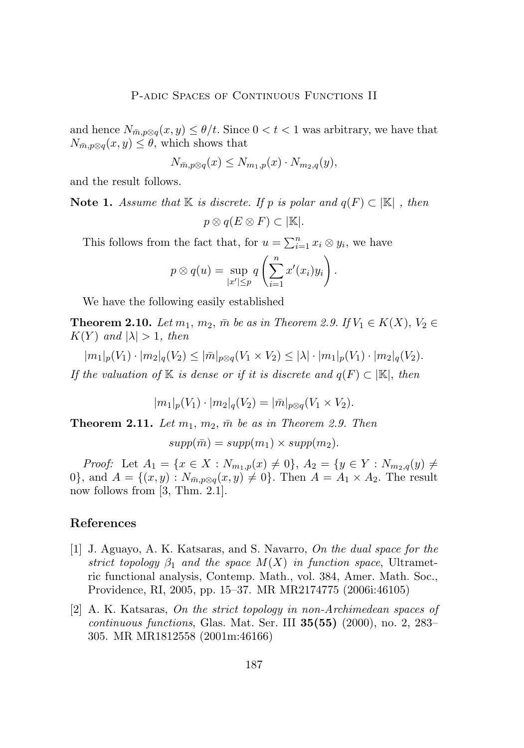and hence $N_{\bar{m},p\otimes q}(x,y) \leq \theta/t$. Since $0 < t < 1$ was arbitrary, we have that $N_{\bar{m},p\otimes q}(x,y) \leq \theta$, which shows that

$$N_{\bar{m},p\otimes q}(x) \leq N_{m_1,p}(x) \cdot N_{m_2,q}(y),$$

and the result follows.

**Note 1.** *Assume that $\mathbb{K}$ is discrete. If $p$ is polar and $q(F) \subset |\mathbb{K}|$ , then*

$$p \otimes q(E \otimes F) \subset |\mathbb{K}|.$$

This follows from the fact that, for $u = \sum_{i=1}^{n} x_i \otimes y_i$, we have

$$p \otimes q(u) = \sup_{|x'| \leq p} q\left(\sum_{i=1}^{n} x'(x_i) y_i\right).$$

We have the following easily established

**Theorem 2.10.** *Let $m_1$, $m_2$, $\bar{m}$ be as in Theorem 2.9. If $V_1 \in K(X)$, $V_2 \in K(Y)$ and $|\lambda| > 1$, then*

$$|m_1|_p(V_1) \cdot |m_2|_q(V_2) \leq |\bar{m}|_{p\otimes q}(V_1 \times V_2) \leq |\lambda| \cdot |m_1|_p(V_1) \cdot |m_2|_q(V_2).$$

*If the valuation of $\mathbb{K}$ is dense or if it is discrete and $q(F) \subset |\mathbb{K}|$, then*

$$|m_1|_p(V_1) \cdot |m_2|_q(V_2) = |\bar{m}|_{p\otimes q}(V_1 \times V_2).$$

**Theorem 2.11.** *Let $m_1$, $m_2$, $\bar{m}$ be as in Theorem 2.9. Then*

$$supp(\bar{m}) = supp(m_1) \times supp(m_2).$$

*Proof:* Let $A_1 = \{x \in X : N_{m_1,p}(x) \neq 0\}$, $A_2 = \{y \in Y : N_{m_2,q}(y) \neq 0\}$, and $A = \{(x,y) : N_{\bar{m},p\otimes q}(x,y) \neq 0\}$. Then $A = A_1 \times A_2$. The result now follows from [3, Thm. 2.1].

## References

[1] J. Aguayo, A. K. Katsaras, and S. Navarro, *On the dual space for the strict topology $\beta_1$ and the space $M(X)$ in function space*, Ultrametric functional analysis, Contemp. Math., vol. 384, Amer. Math. Soc., Providence, RI, 2005, pp. 15–37. MR MR2174775 (2006i:46105)

[2] A. K. Katsaras, *On the strict topology in non-Archimedean spaces of continuous functions*, Glas. Mat. Ser. III **35(55)** (2000), no. 2, 283–305. MR MR1812558 (2001m:46166)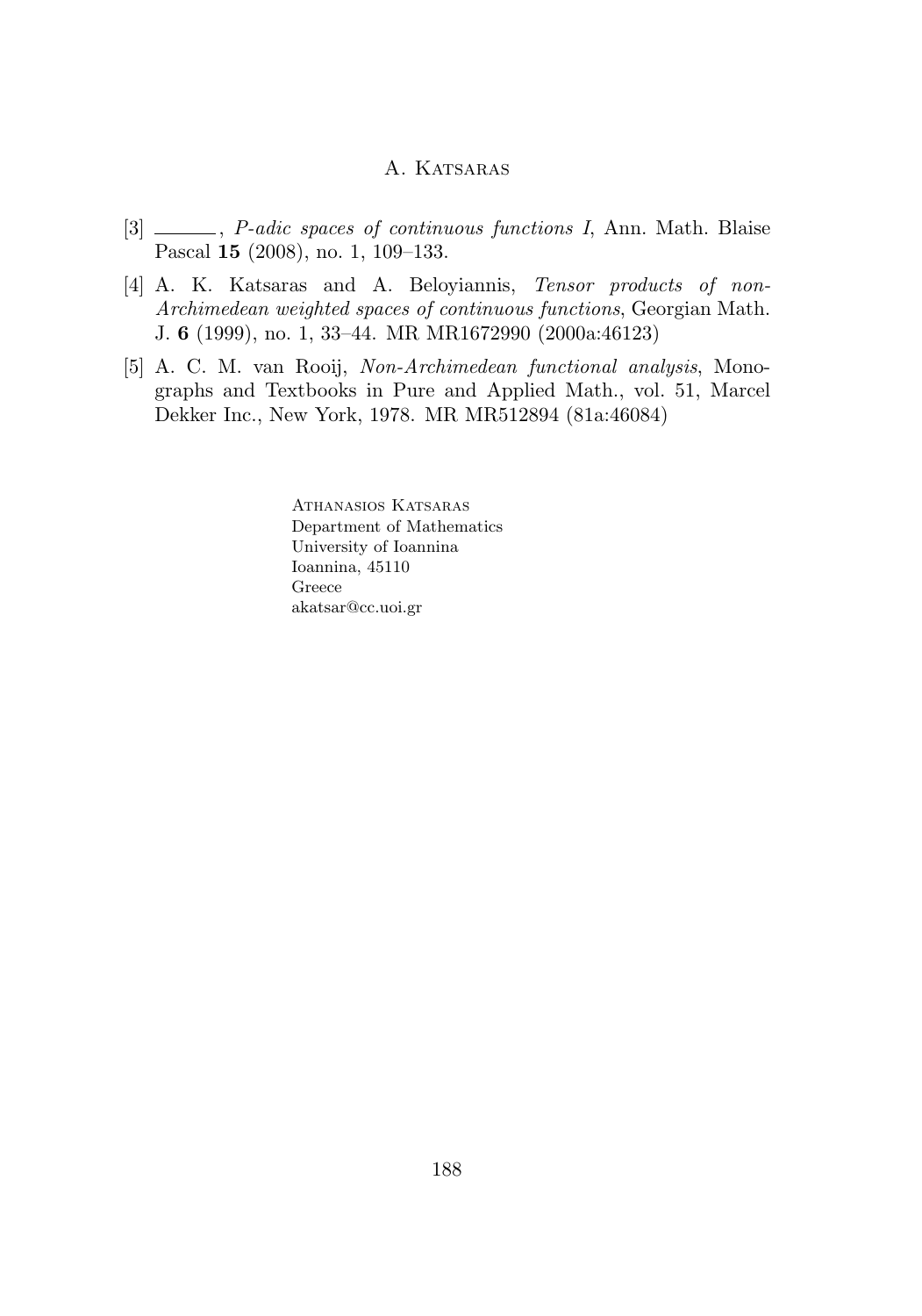[3] \_\_\_\_\_\_, *P-adic spaces of continuous functions I*, Ann. Math. Blaise Pascal **15** (2008), no. 1, 109–133.

[4] A. K. Katsaras and A. Beloyiannis, *Tensor products of non-Archimedean weighted spaces of continuous functions*, Georgian Math. J. **6** (1999), no. 1, 33–44. MR MR1672990 (2000a:46123)

[5] A. C. M. van Rooij, *Non-Archimedean functional analysis*, Monographs and Textbooks in Pure and Applied Math., vol. 51, Marcel Dekker Inc., New York, 1978. MR MR512894 (81a:46084)

Athanasios Katsaras
Department of Mathematics
University of Ioannina
Ioannina, 45110
Greece
akatsar@cc.uoi.gr